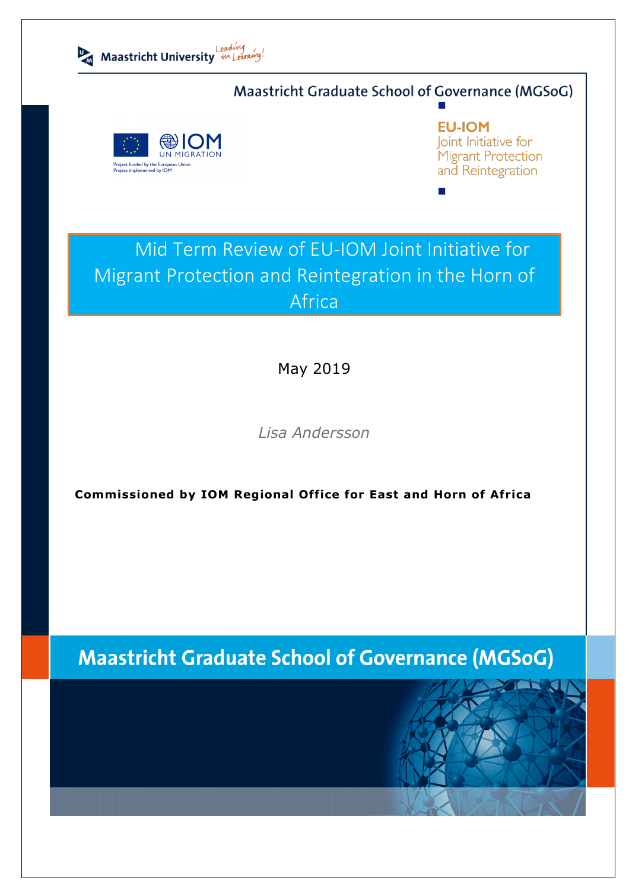Maastricht University *Leading in Learning!*

Maastricht Graduate School of Governance (MGSoG)

IOM UN MIGRATION

Project funded by the European Union
Project implemented by IOM

**EU-IOM**
Joint Initiative for Migrant Protection and Reintegration

# Mid Term Review of EU-IOM Joint Initiative for Migrant Protection and Reintegration in the Horn of Africa

May 2019

*Lisa Andersson*

**Commissioned by IOM Regional Office for East and Horn of Africa**

**Maastricht Graduate School of Governance (MGSoG)**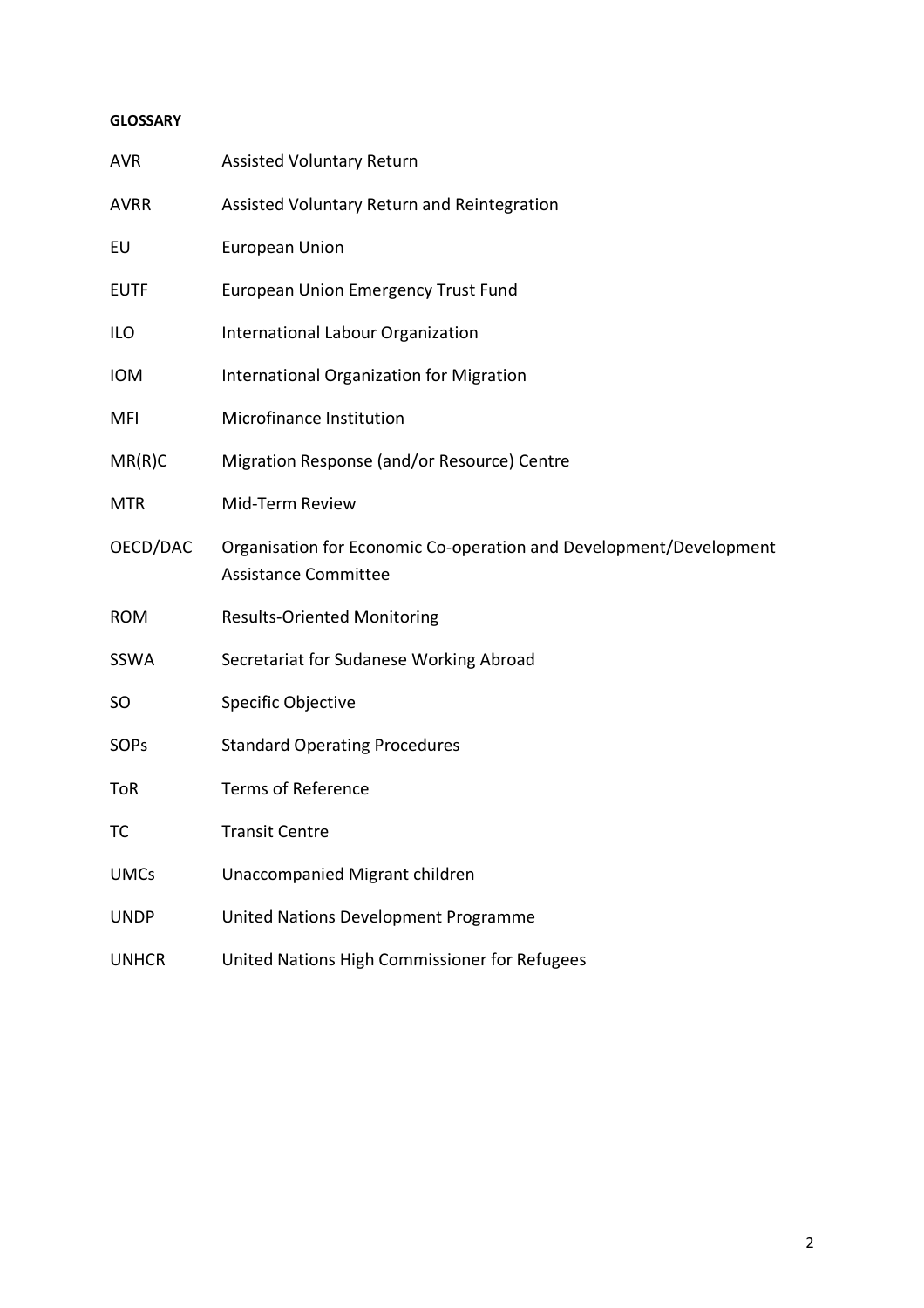**GLOSSARY**

| | |
|---|---|
| AVR | Assisted Voluntary Return |
| AVRR | Assisted Voluntary Return and Reintegration |
| EU | European Union |
| EUTF | European Union Emergency Trust Fund |
| ILO | International Labour Organization |
| IOM | International Organization for Migration |
| MFI | Microfinance Institution |
| MR(R)C | Migration Response (and/or Resource) Centre |
| MTR | Mid-Term Review |
| OECD/DAC | Organisation for Economic Co-operation and Development/Development Assistance Committee |
| ROM | Results-Oriented Monitoring |
| SSWA | Secretariat for Sudanese Working Abroad |
| SO | Specific Objective |
| SOPs | Standard Operating Procedures |
| ToR | Terms of Reference |
| TC | Transit Centre |
| UMCs | Unaccompanied Migrant children |
| UNDP | United Nations Development Programme |
| UNHCR | United Nations High Commissioner for Refugees |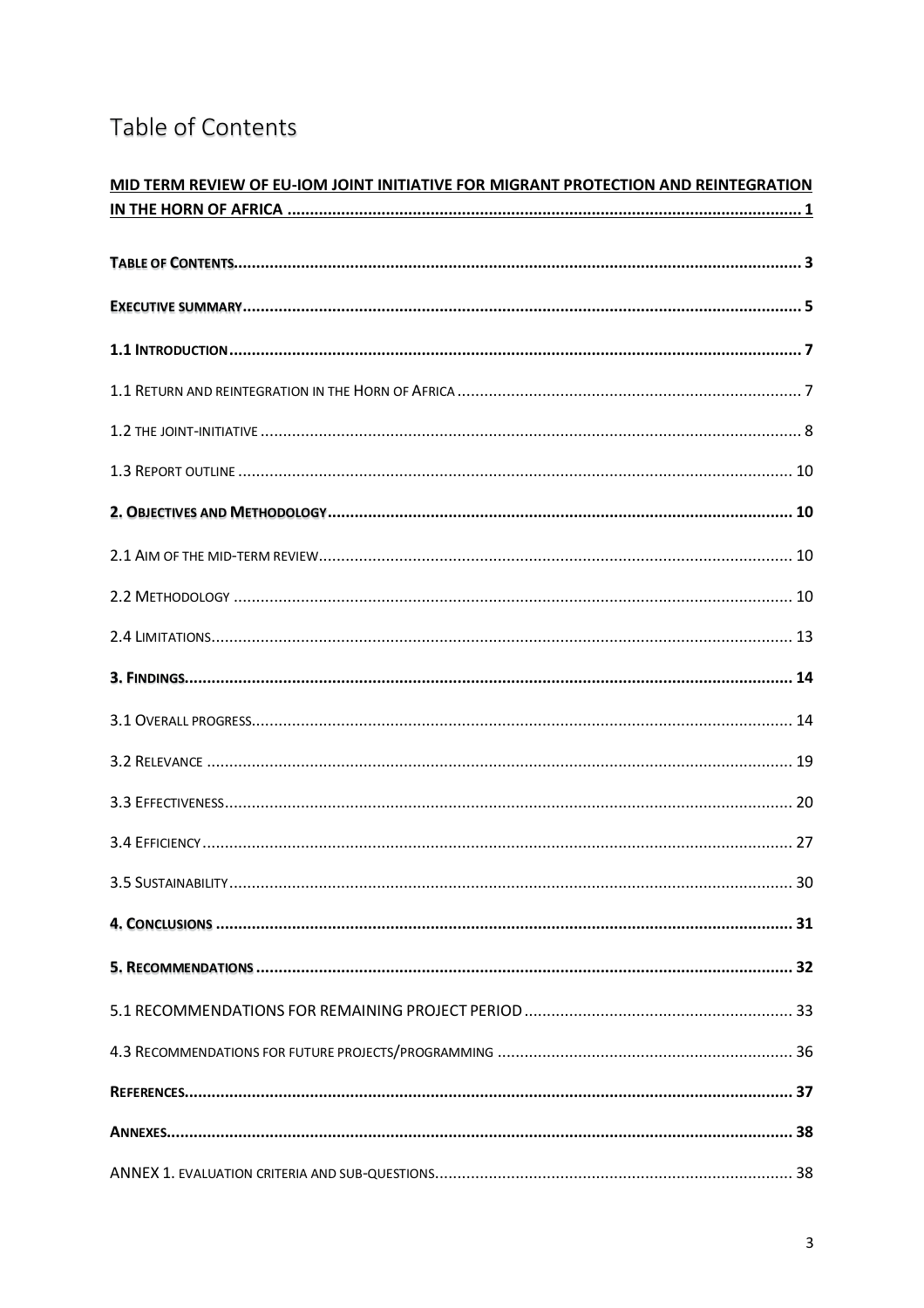# Table of Contents

**MID TERM REVIEW OF EU-IOM JOINT INITIATIVE FOR MIGRANT PROTECTION AND REINTEGRATION IN THE HORN OF AFRICA** ...... 1

**TABLE OF CONTENTS** ...... 3

**EXECUTIVE SUMMARY** ...... 5

**1.1 INTRODUCTION** ...... 7

1.1 RETURN AND REINTEGRATION IN THE HORN OF AFRICA ...... 7

1.2 THE JOINT-INITIATIVE ...... 8

1.3 REPORT OUTLINE ...... 10

**2. OBJECTIVES AND METHODOLOGY** ...... 10

2.1 AIM OF THE MID-TERM REVIEW ...... 10

2.2 METHODOLOGY ...... 10

2.4 LIMITATIONS ...... 13

**3. FINDINGS** ...... 14

3.1 OVERALL PROGRESS ...... 14

3.2 RELEVANCE ...... 19

3.3 EFFECTIVENESS ...... 20

3.4 EFFICIENCY ...... 27

3.5 SUSTAINABILITY ...... 30

**4. CONCLUSIONS** ...... 31

**5. RECOMMENDATIONS** ...... 32

5.1 RECOMMENDATIONS FOR REMAINING PROJECT PERIOD ...... 33

4.3 RECOMMENDATIONS FOR FUTURE PROJECTS/PROGRAMMING ...... 36

**REFERENCES** ...... 37

**ANNEXES** ...... 38

ANNEX 1. EVALUATION CRITERIA AND SUB-QUESTIONS ...... 38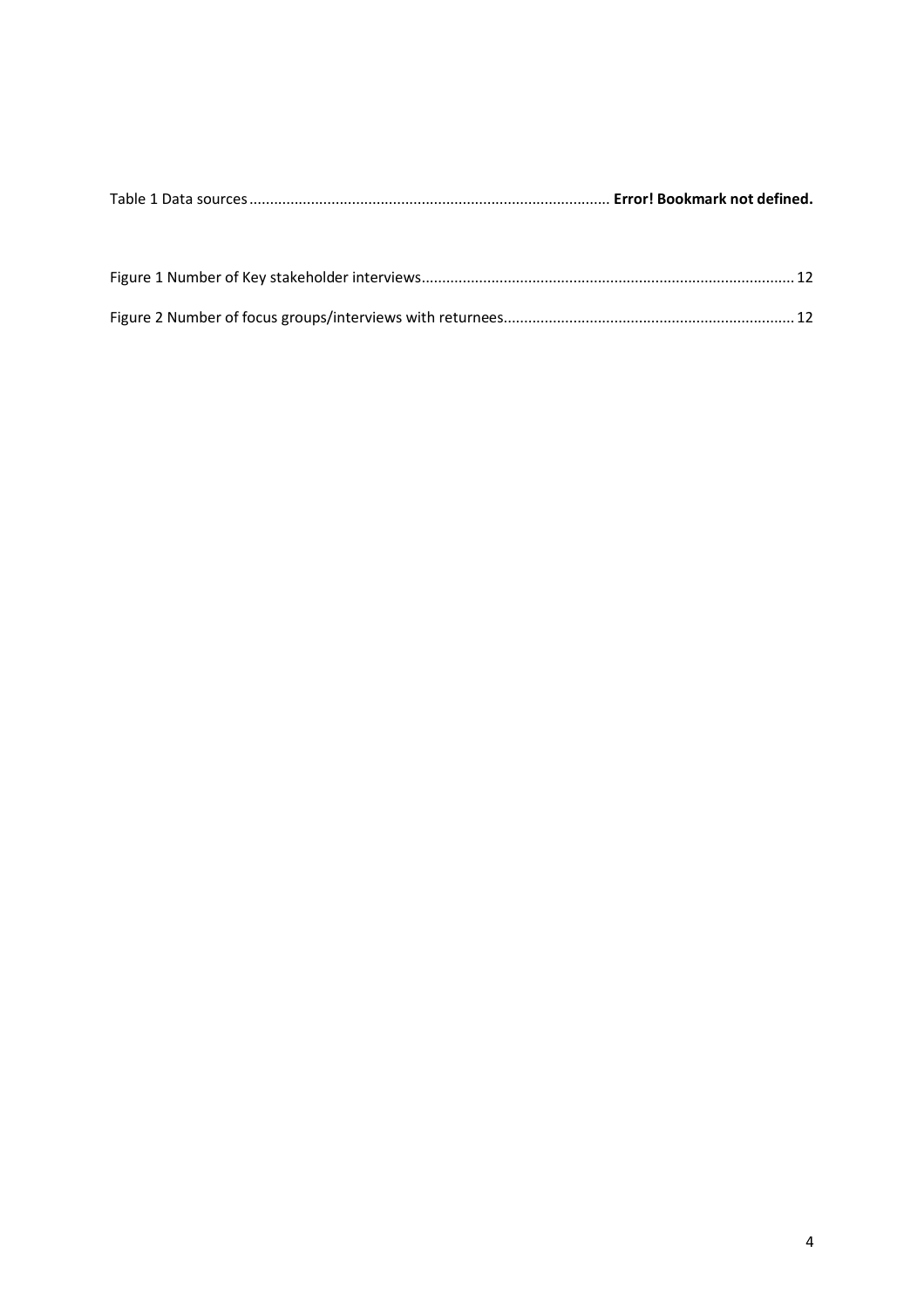Table 1 Data sources........................................................................................ **Error! Bookmark not defined.**

Figure 1 Number of Key stakeholder interviews........................................................................................... 12

Figure 2 Number of focus groups/interviews with returnees...................................................................... 12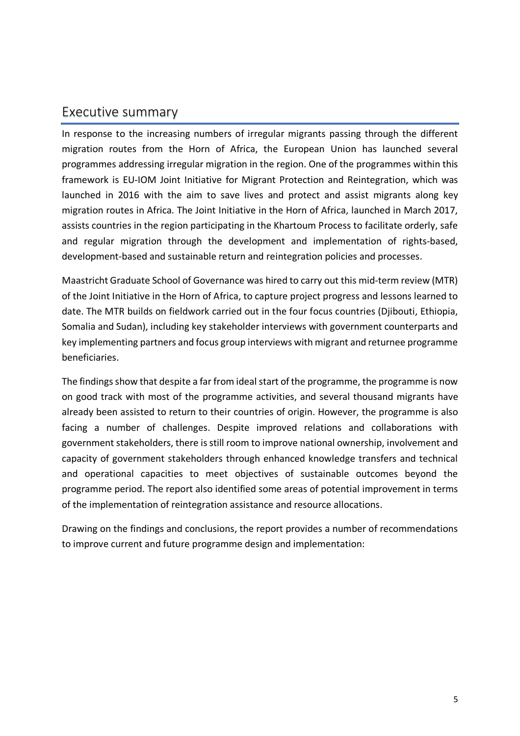## Executive summary

In response to the increasing numbers of irregular migrants passing through the different migration routes from the Horn of Africa, the European Union has launched several programmes addressing irregular migration in the region. One of the programmes within this framework is EU-IOM Joint Initiative for Migrant Protection and Reintegration, which was launched in 2016 with the aim to save lives and protect and assist migrants along key migration routes in Africa. The Joint Initiative in the Horn of Africa, launched in March 2017, assists countries in the region participating in the Khartoum Process to facilitate orderly, safe and regular migration through the development and implementation of rights-based, development-based and sustainable return and reintegration policies and processes.

Maastricht Graduate School of Governance was hired to carry out this mid-term review (MTR) of the Joint Initiative in the Horn of Africa, to capture project progress and lessons learned to date. The MTR builds on fieldwork carried out in the four focus countries (Djibouti, Ethiopia, Somalia and Sudan), including key stakeholder interviews with government counterparts and key implementing partners and focus group interviews with migrant and returnee programme beneficiaries.

The findings show that despite a far from ideal start of the programme, the programme is now on good track with most of the programme activities, and several thousand migrants have already been assisted to return to their countries of origin. However, the programme is also facing a number of challenges. Despite improved relations and collaborations with government stakeholders, there is still room to improve national ownership, involvement and capacity of government stakeholders through enhanced knowledge transfers and technical and operational capacities to meet objectives of sustainable outcomes beyond the programme period. The report also identified some areas of potential improvement in terms of the implementation of reintegration assistance and resource allocations.

Drawing on the findings and conclusions, the report provides a number of recommendations to improve current and future programme design and implementation: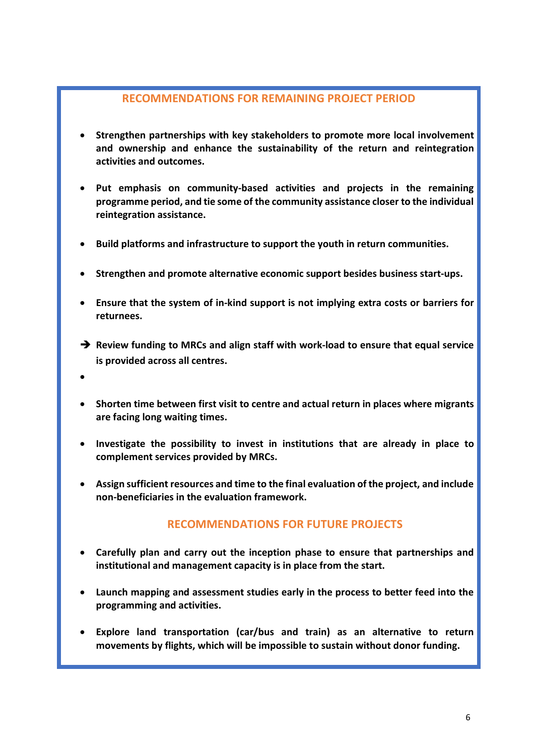## RECOMMENDATIONS FOR REMAINING PROJECT PERIOD

- **Strengthen partnerships with key stakeholders to promote more local involvement and ownership and enhance the sustainability of the return and reintegration activities and outcomes.**
- **Put emphasis on community-based activities and projects in the remaining programme period, and tie some of the community assistance closer to the individual reintegration assistance.**
- **Build platforms and infrastructure to support the youth in return communities.**
- **Strengthen and promote alternative economic support besides business start-ups.**
- **Ensure that the system of in-kind support is not implying extra costs or barriers for returnees.**
- **Review funding to MRCs and align staff with work-load to ensure that equal service is provided across all centres.**
- **Shorten time between first visit to centre and actual return in places where migrants are facing long waiting times.**
- **Investigate the possibility to invest in institutions that are already in place to complement services provided by MRCs.**
- **Assign sufficient resources and time to the final evaluation of the project, and include non-beneficiaries in the evaluation framework.**

## RECOMMENDATIONS FOR FUTURE PROJECTS

- **Carefully plan and carry out the inception phase to ensure that partnerships and institutional and management capacity is in place from the start.**
- **Launch mapping and assessment studies early in the process to better feed into the programming and activities.**
- **Explore land transportation (car/bus and train) as an alternative to return movements by flights, which will be impossible to sustain without donor funding.**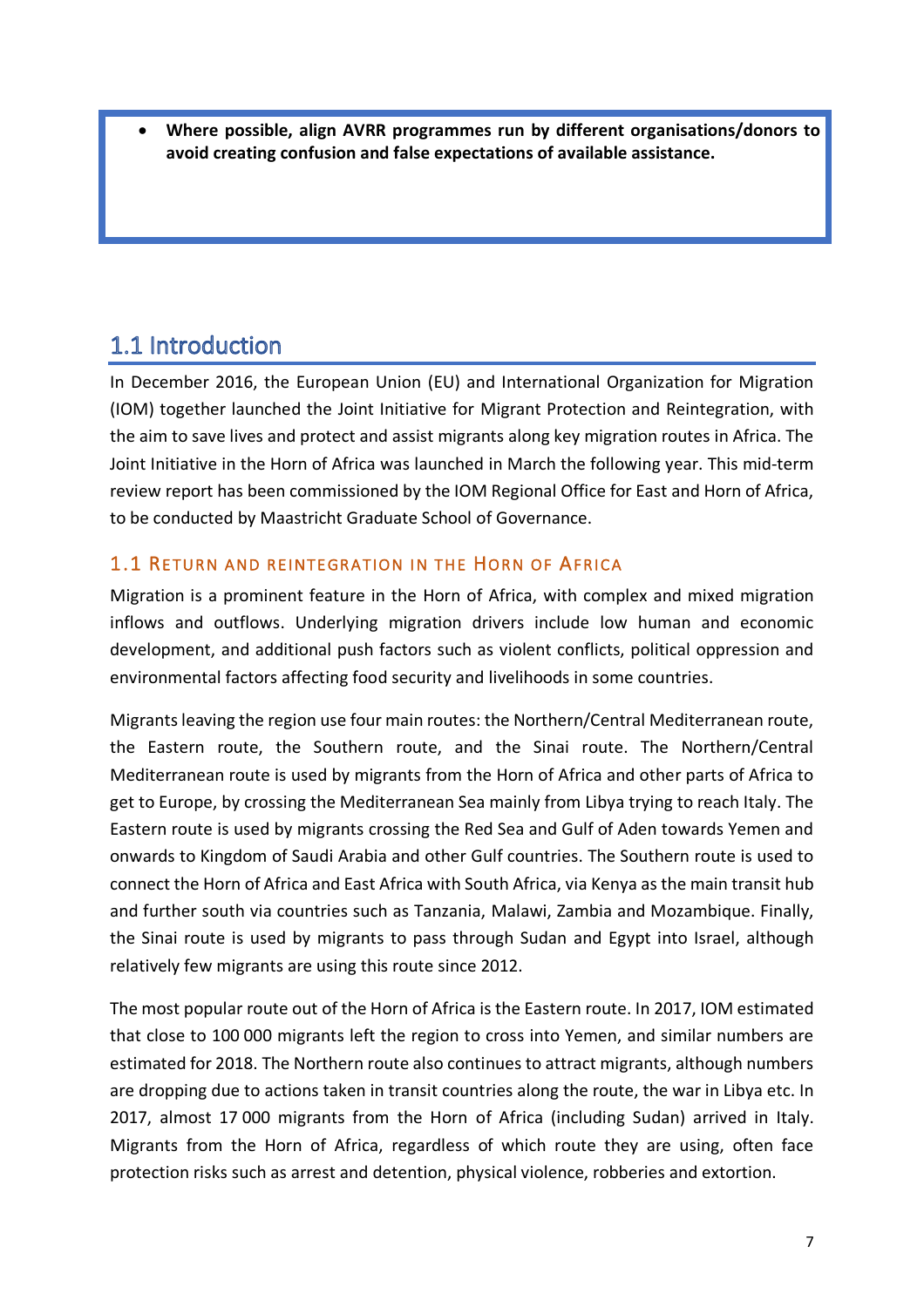- **Where possible, align AVRR programmes run by different organisations/donors to avoid creating confusion and false expectations of available assistance.**

## 1.1 Introduction

In December 2016, the European Union (EU) and International Organization for Migration (IOM) together launched the Joint Initiative for Migrant Protection and Reintegration, with the aim to save lives and protect and assist migrants along key migration routes in Africa. The Joint Initiative in the Horn of Africa was launched in March the following year. This mid-term review report has been commissioned by the IOM Regional Office for East and Horn of Africa, to be conducted by Maastricht Graduate School of Governance.

### 1.1 Return and reintegration in the Horn of Africa

Migration is a prominent feature in the Horn of Africa, with complex and mixed migration inflows and outflows. Underlying migration drivers include low human and economic development, and additional push factors such as violent conflicts, political oppression and environmental factors affecting food security and livelihoods in some countries.

Migrants leaving the region use four main routes: the Northern/Central Mediterranean route, the Eastern route, the Southern route, and the Sinai route. The Northern/Central Mediterranean route is used by migrants from the Horn of Africa and other parts of Africa to get to Europe, by crossing the Mediterranean Sea mainly from Libya trying to reach Italy. The Eastern route is used by migrants crossing the Red Sea and Gulf of Aden towards Yemen and onwards to Kingdom of Saudi Arabia and other Gulf countries. The Southern route is used to connect the Horn of Africa and East Africa with South Africa, via Kenya as the main transit hub and further south via countries such as Tanzania, Malawi, Zambia and Mozambique. Finally, the Sinai route is used by migrants to pass through Sudan and Egypt into Israel, although relatively few migrants are using this route since 2012.

The most popular route out of the Horn of Africa is the Eastern route. In 2017, IOM estimated that close to 100 000 migrants left the region to cross into Yemen, and similar numbers are estimated for 2018. The Northern route also continues to attract migrants, although numbers are dropping due to actions taken in transit countries along the route, the war in Libya etc. In 2017, almost 17 000 migrants from the Horn of Africa (including Sudan) arrived in Italy. Migrants from the Horn of Africa, regardless of which route they are using, often face protection risks such as arrest and detention, physical violence, robberies and extortion.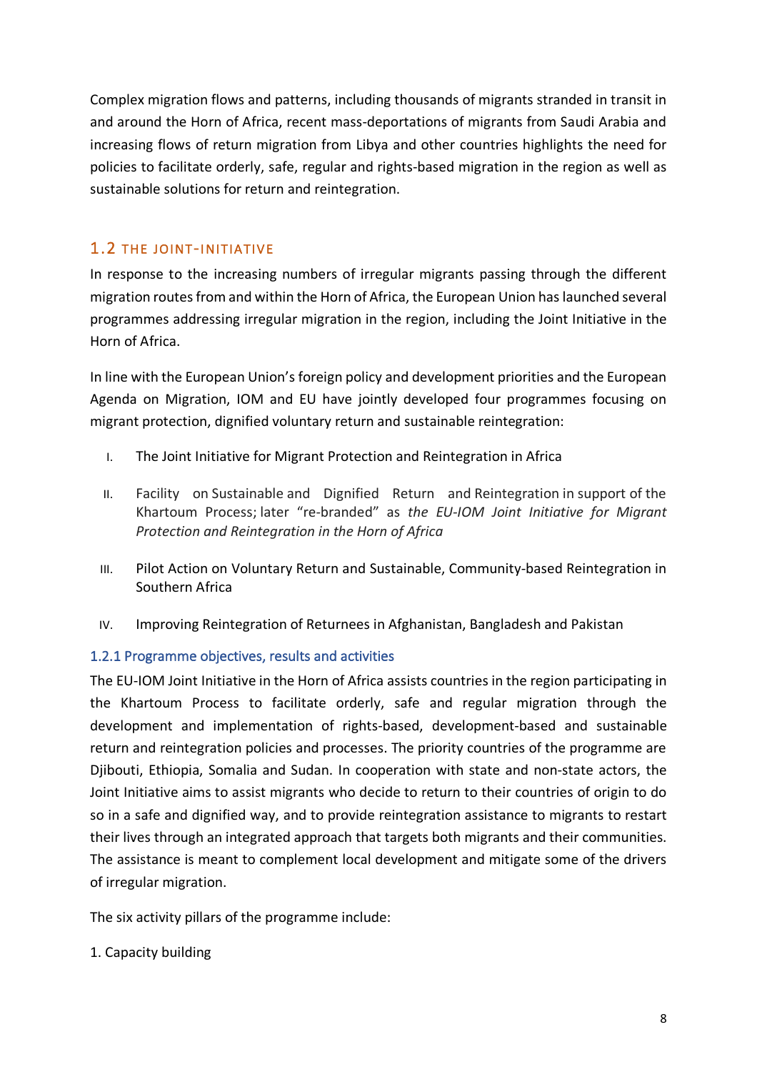Complex migration flows and patterns, including thousands of migrants stranded in transit in and around the Horn of Africa, recent mass-deportations of migrants from Saudi Arabia and increasing flows of return migration from Libya and other countries highlights the need for policies to facilitate orderly, safe, regular and rights-based migration in the region as well as sustainable solutions for return and reintegration.

## 1.2 THE JOINT-INITIATIVE

In response to the increasing numbers of irregular migrants passing through the different migration routes from and within the Horn of Africa, the European Union has launched several programmes addressing irregular migration in the region, including the Joint Initiative in the Horn of Africa.

In line with the European Union's foreign policy and development priorities and the European Agenda on Migration, IOM and EU have jointly developed four programmes focusing on migrant protection, dignified voluntary return and sustainable reintegration:

I. The Joint Initiative for Migrant Protection and Reintegration in Africa

II. Facility on Sustainable and Dignified Return and Reintegration in support of the Khartoum Process; later "re-branded" as *the EU-IOM Joint Initiative for Migrant Protection and Reintegration in the Horn of Africa*

III. Pilot Action on Voluntary Return and Sustainable, Community-based Reintegration in Southern Africa

IV. Improving Reintegration of Returnees in Afghanistan, Bangladesh and Pakistan

### 1.2.1 Programme objectives, results and activities

The EU-IOM Joint Initiative in the Horn of Africa assists countries in the region participating in the Khartoum Process to facilitate orderly, safe and regular migration through the development and implementation of rights-based, development-based and sustainable return and reintegration policies and processes. The priority countries of the programme are Djibouti, Ethiopia, Somalia and Sudan. In cooperation with state and non-state actors, the Joint Initiative aims to assist migrants who decide to return to their countries of origin to do so in a safe and dignified way, and to provide reintegration assistance to migrants to restart their lives through an integrated approach that targets both migrants and their communities. The assistance is meant to complement local development and mitigate some of the drivers of irregular migration.

The six activity pillars of the programme include:

1. Capacity building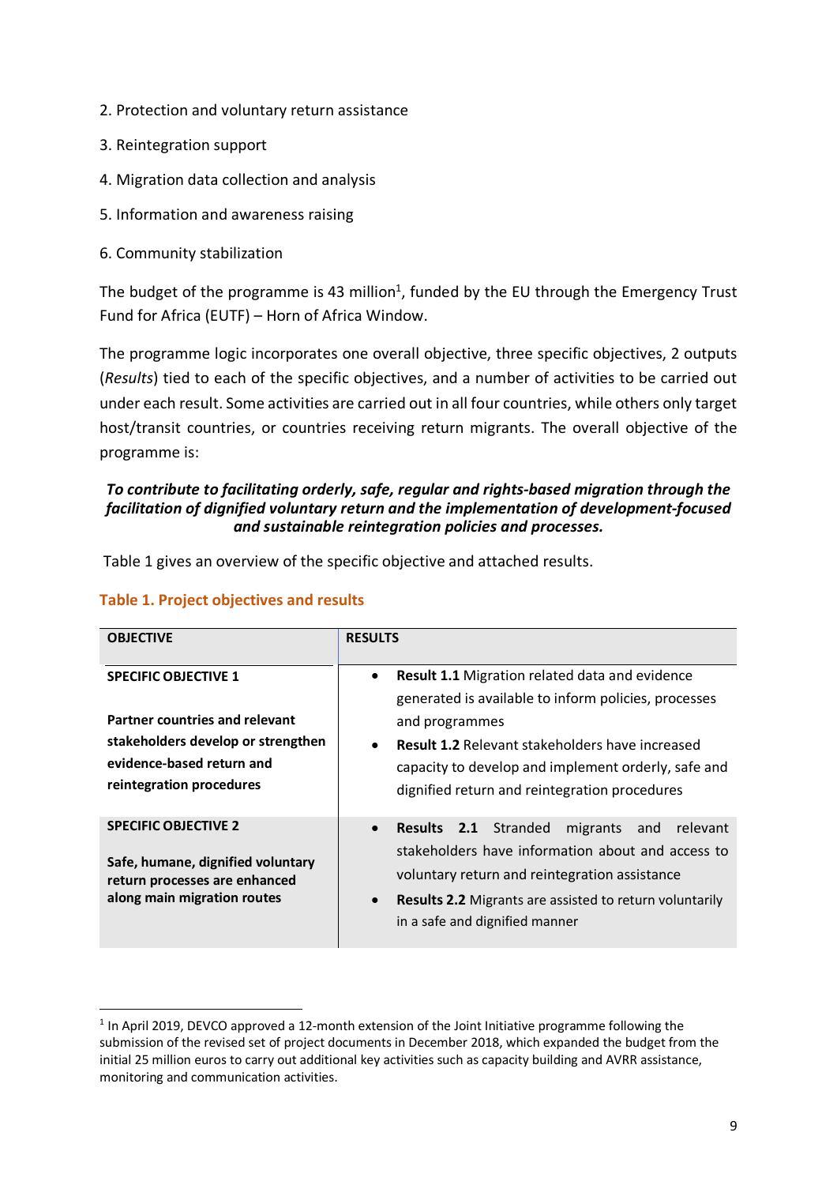2. Protection and voluntary return assistance

3. Reintegration support

4. Migration data collection and analysis

5. Information and awareness raising

6. Community stabilization

The budget of the programme is 43 million[1], funded by the EU through the Emergency Trust Fund for Africa (EUTF) – Horn of Africa Window.

The programme logic incorporates one overall objective, three specific objectives, 2 outputs (*Results*) tied to each of the specific objectives, and a number of activities to be carried out under each result. Some activities are carried out in all four countries, while others only target host/transit countries, or countries receiving return migrants. The overall objective of the programme is:

***To contribute to facilitating orderly, safe, regular and rights-based migration through the facilitation of dignified voluntary return and the implementation of development-focused and sustainable reintegration policies and processes.***

Table 1 gives an overview of the specific objective and attached results.

**Table 1. Project objectives and results**

| OBJECTIVE | RESULTS |
|---|---|
| **SPECIFIC OBJECTIVE 1**<br><br>**Partner countries and relevant stakeholders develop or strengthen evidence-based return and reintegration procedures** | • **Result 1.1** Migration related data and evidence generated is available to inform policies, processes and programmes<br>• **Result 1.2** Relevant stakeholders have increased capacity to develop and implement orderly, safe and dignified return and reintegration procedures |
| **SPECIFIC OBJECTIVE 2**<br><br>**Safe, humane, dignified voluntary return processes are enhanced along main migration routes** | • **Results 2.1** Stranded migrants and relevant stakeholders have information about and access to voluntary return and reintegration assistance<br>• **Results 2.2** Migrants are assisted to return voluntarily in a safe and dignified manner |

[1] In April 2019, DEVCO approved a 12-month extension of the Joint Initiative programme following the submission of the revised set of project documents in December 2018, which expanded the budget from the initial 25 million euros to carry out additional key activities such as capacity building and AVRR assistance, monitoring and communication activities.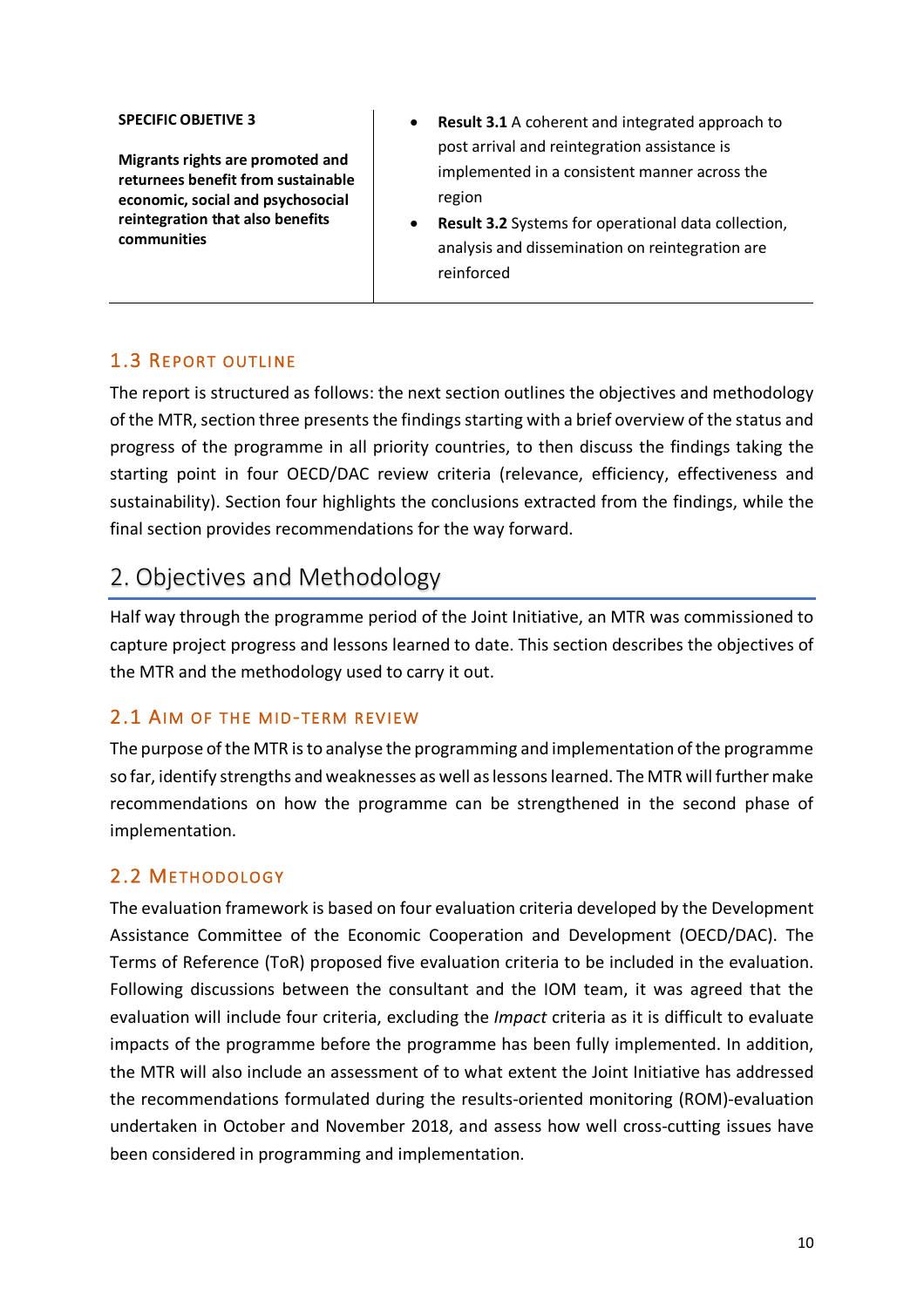| SPECIFIC OBJETIVE 3 | |
| --- | --- |
| **Migrants rights are promoted and returnees benefit from sustainable economic, social and psychosocial reintegration that also benefits communities** | • **Result 3.1** A coherent and integrated approach to post arrival and reintegration assistance is implemented in a consistent manner across the region<br>• **Result 3.2** Systems for operational data collection, analysis and dissemination on reintegration are reinforced |

### 1.3 Report outline

The report is structured as follows: the next section outlines the objectives and methodology of the MTR, section three presents the findings starting with a brief overview of the status and progress of the programme in all priority countries, to then discuss the findings taking the starting point in four OECD/DAC review criteria (relevance, efficiency, effectiveness and sustainability). Section four highlights the conclusions extracted from the findings, while the final section provides recommendations for the way forward.

## 2. Objectives and Methodology

Half way through the programme period of the Joint Initiative, an MTR was commissioned to capture project progress and lessons learned to date. This section describes the objectives of the MTR and the methodology used to carry it out.

### 2.1 Aim of the mid-term review

The purpose of the MTR is to analyse the programming and implementation of the programme so far, identify strengths and weaknesses as well as lessons learned. The MTR will further make recommendations on how the programme can be strengthened in the second phase of implementation.

### 2.2 Methodology

The evaluation framework is based on four evaluation criteria developed by the Development Assistance Committee of the Economic Cooperation and Development (OECD/DAC). The Terms of Reference (ToR) proposed five evaluation criteria to be included in the evaluation. Following discussions between the consultant and the IOM team, it was agreed that the evaluation will include four criteria, excluding the *Impact* criteria as it is difficult to evaluate impacts of the programme before the programme has been fully implemented. In addition, the MTR will also include an assessment of to what extent the Joint Initiative has addressed the recommendations formulated during the results-oriented monitoring (ROM)-evaluation undertaken in October and November 2018, and assess how well cross-cutting issues have been considered in programming and implementation.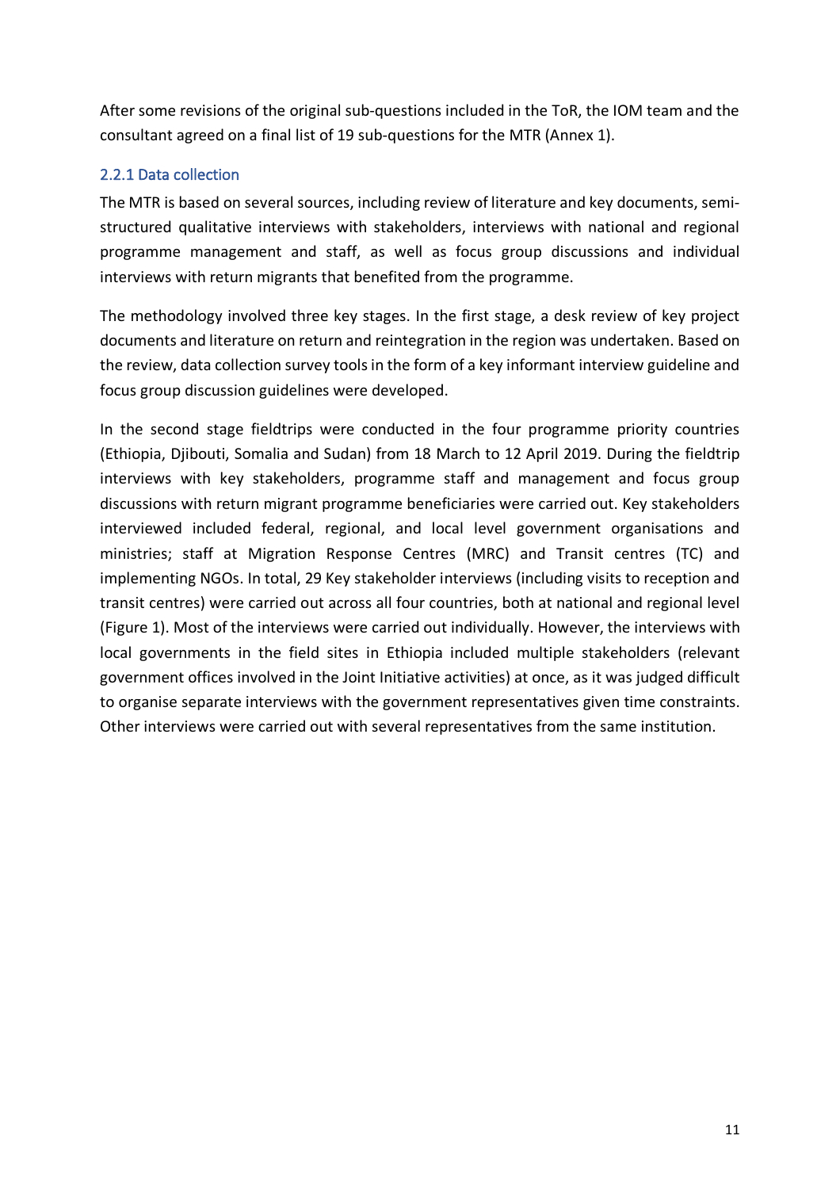After some revisions of the original sub-questions included in the ToR, the IOM team and the consultant agreed on a final list of 19 sub-questions for the MTR (Annex 1).

### 2.2.1 Data collection

The MTR is based on several sources, including review of literature and key documents, semi-structured qualitative interviews with stakeholders, interviews with national and regional programme management and staff, as well as focus group discussions and individual interviews with return migrants that benefited from the programme.

The methodology involved three key stages. In the first stage, a desk review of key project documents and literature on return and reintegration in the region was undertaken. Based on the review, data collection survey tools in the form of a key informant interview guideline and focus group discussion guidelines were developed.

In the second stage fieldtrips were conducted in the four programme priority countries (Ethiopia, Djibouti, Somalia and Sudan) from 18 March to 12 April 2019. During the fieldtrip interviews with key stakeholders, programme staff and management and focus group discussions with return migrant programme beneficiaries were carried out. Key stakeholders interviewed included federal, regional, and local level government organisations and ministries; staff at Migration Response Centres (MRC) and Transit centres (TC) and implementing NGOs. In total, 29 Key stakeholder interviews (including visits to reception and transit centres) were carried out across all four countries, both at national and regional level (Figure 1). Most of the interviews were carried out individually. However, the interviews with local governments in the field sites in Ethiopia included multiple stakeholders (relevant government offices involved in the Joint Initiative activities) at once, as it was judged difficult to organise separate interviews with the government representatives given time constraints. Other interviews were carried out with several representatives from the same institution.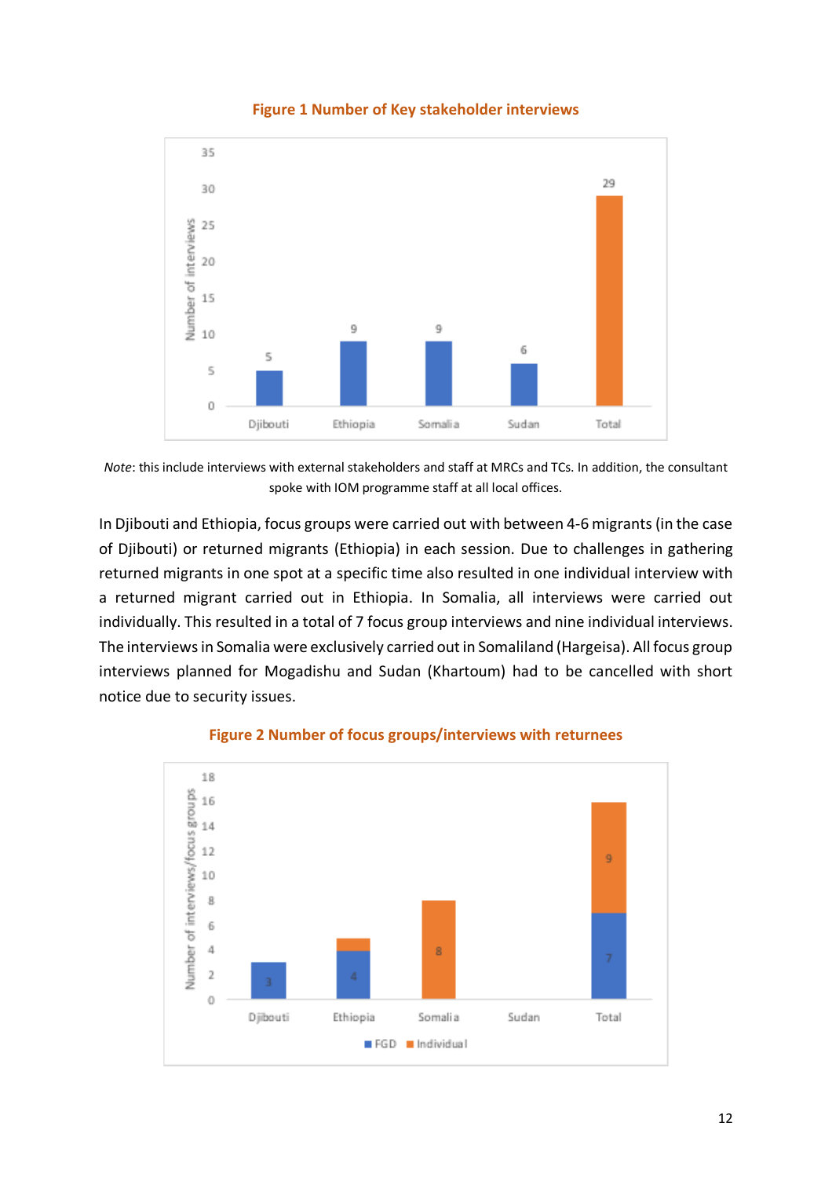**Figure 1 Number of Key stakeholder interviews**

| | Djibouti | Ethiopia | Somalia | Sudan | Total |
|---|---|---|---|---|---|
| Number of interviews | 5 | 9 | 9 | 6 | 29 |

*Note*: this include interviews with external stakeholders and staff at MRCs and TCs. In addition, the consultant spoke with IOM programme staff at all local offices.

In Djibouti and Ethiopia, focus groups were carried out with between 4-6 migrants (in the case of Djibouti) or returned migrants (Ethiopia) in each session. Due to challenges in gathering returned migrants in one spot at a specific time also resulted in one individual interview with a returned migrant carried out in Ethiopia. In Somalia, all interviews were carried out individually. This resulted in a total of 7 focus group interviews and nine individual interviews. The interviews in Somalia were exclusively carried out in Somaliland (Hargeisa). All focus group interviews planned for Mogadishu and Sudan (Khartoum) had to be cancelled with short notice due to security issues.

**Figure 2 Number of focus groups/interviews with returnees**

| | Djibouti | Ethiopia | Somalia | Sudan | Total |
|---|---|---|---|---|---|
| FGD | 3 | 4 | | | 7 |
| Individual | | 1 | 8 | | 9 |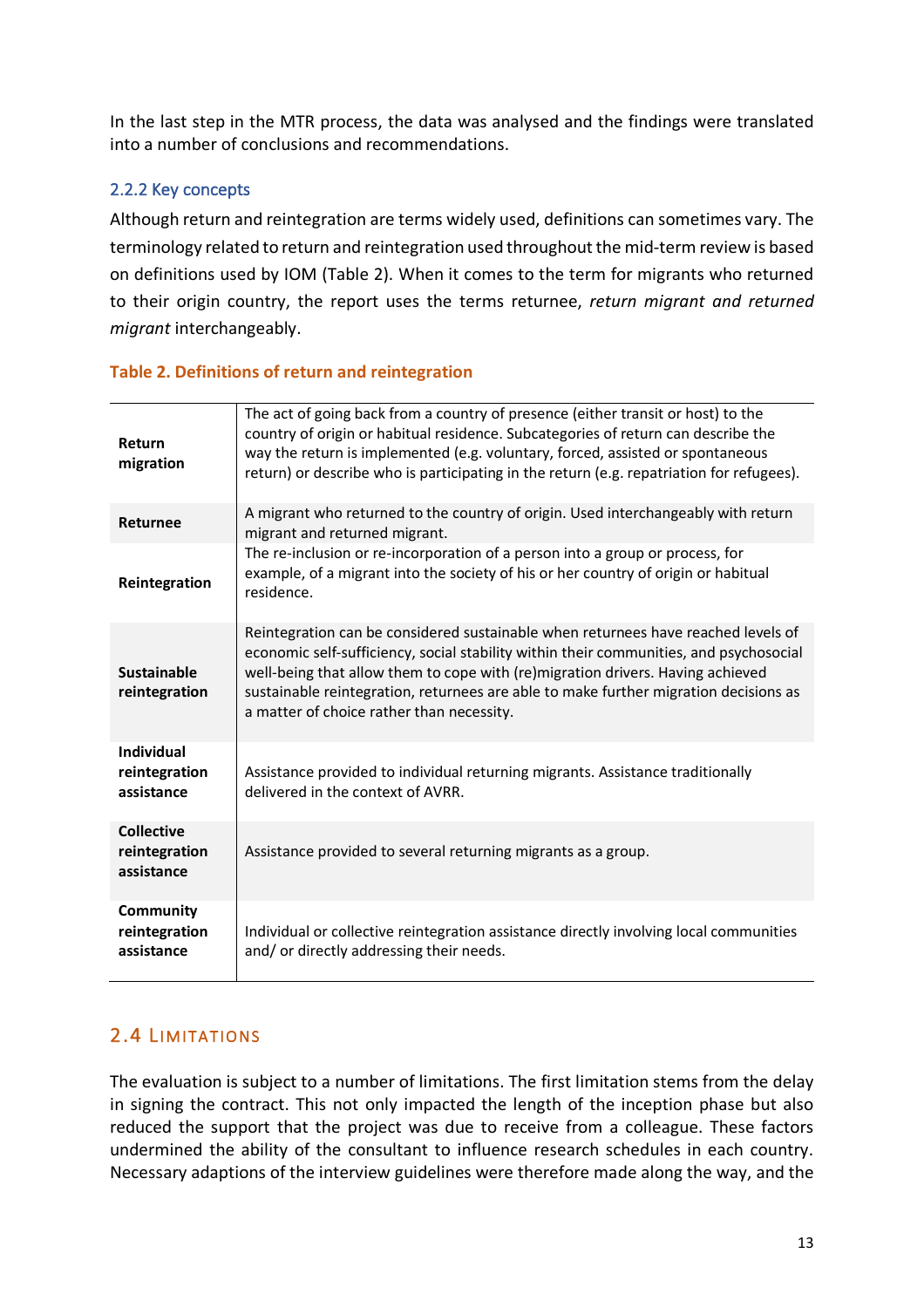In the last step in the MTR process, the data was analysed and the findings were translated into a number of conclusions and recommendations.

### 2.2.2 Key concepts

Although return and reintegration are terms widely used, definitions can sometimes vary. The terminology related to return and reintegration used throughout the mid-term review is based on definitions used by IOM (Table 2). When it comes to the term for migrants who returned to their origin country, the report uses the terms returnee, *return migrant and returned migrant* interchangeably.

**Table 2. Definitions of return and reintegration**

| | |
|---|---|
| **Return migration** | The act of going back from a country of presence (either transit or host) to the country of origin or habitual residence. Subcategories of return can describe the way the return is implemented (e.g. voluntary, forced, assisted or spontaneous return) or describe who is participating in the return (e.g. repatriation for refugees). |
| **Returnee** | A migrant who returned to the country of origin. Used interchangeably with return migrant and returned migrant. |
| **Reintegration** | The re-inclusion or re-incorporation of a person into a group or process, for example, of a migrant into the society of his or her country of origin or habitual residence. |
| **Sustainable reintegration** | Reintegration can be considered sustainable when returnees have reached levels of economic self-sufficiency, social stability within their communities, and psychosocial well-being that allow them to cope with (re)migration drivers. Having achieved sustainable reintegration, returnees are able to make further migration decisions as a matter of choice rather than necessity. |
| **Individual reintegration assistance** | Assistance provided to individual returning migrants. Assistance traditionally delivered in the context of AVRR. |
| **Collective reintegration assistance** | Assistance provided to several returning migrants as a group. |
| **Community reintegration assistance** | Individual or collective reintegration assistance directly involving local communities and/ or directly addressing their needs. |

## 2.4 Limitations

The evaluation is subject to a number of limitations. The first limitation stems from the delay in signing the contract. This not only impacted the length of the inception phase but also reduced the support that the project was due to receive from a colleague. These factors undermined the ability of the consultant to influence research schedules in each country. Necessary adaptions of the interview guidelines were therefore made along the way, and the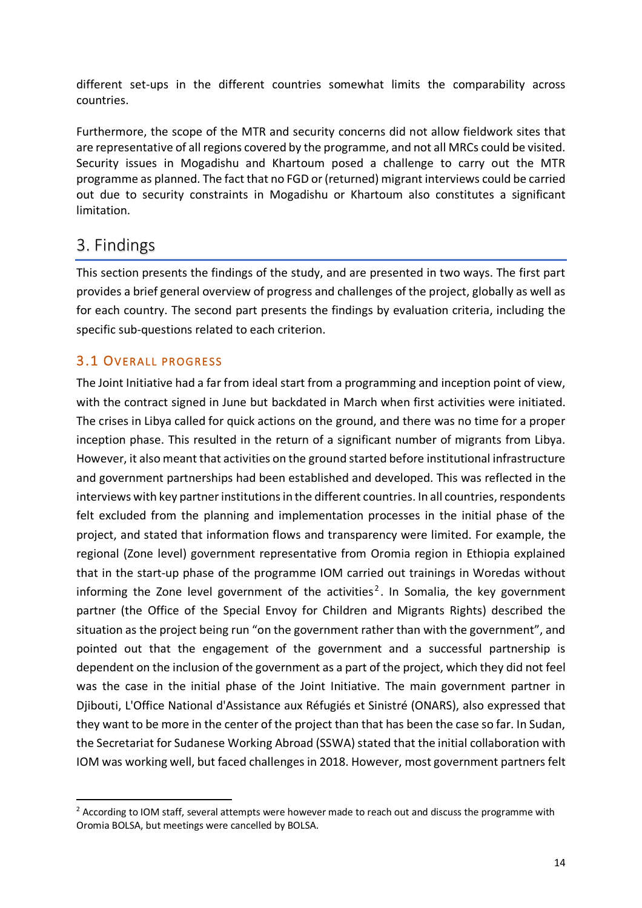different set-ups in the different countries somewhat limits the comparability across countries.

Furthermore, the scope of the MTR and security concerns did not allow fieldwork sites that are representative of all regions covered by the programme, and not all MRCs could be visited. Security issues in Mogadishu and Khartoum posed a challenge to carry out the MTR programme as planned. The fact that no FGD or (returned) migrant interviews could be carried out due to security constraints in Mogadishu or Khartoum also constitutes a significant limitation.

# 3. Findings

This section presents the findings of the study, and are presented in two ways. The first part provides a brief general overview of progress and challenges of the project, globally as well as for each country. The second part presents the findings by evaluation criteria, including the specific sub-questions related to each criterion.

## 3.1 Overall progress

The Joint Initiative had a far from ideal start from a programming and inception point of view, with the contract signed in June but backdated in March when first activities were initiated. The crises in Libya called for quick actions on the ground, and there was no time for a proper inception phase. This resulted in the return of a significant number of migrants from Libya. However, it also meant that activities on the ground started before institutional infrastructure and government partnerships had been established and developed. This was reflected in the interviews with key partner institutions in the different countries. In all countries, respondents felt excluded from the planning and implementation processes in the initial phase of the project, and stated that information flows and transparency were limited. For example, the regional (Zone level) government representative from Oromia region in Ethiopia explained that in the start-up phase of the programme IOM carried out trainings in Woredas without informing the Zone level government of the activities[2]. In Somalia, the key government partner (the Office of the Special Envoy for Children and Migrants Rights) described the situation as the project being run "on the government rather than with the government", and pointed out that the engagement of the government and a successful partnership is dependent on the inclusion of the government as a part of the project, which they did not feel was the case in the initial phase of the Joint Initiative. The main government partner in Djibouti, L'Office National d'Assistance aux Réfugiés et Sinistré (ONARS), also expressed that they want to be more in the center of the project than that has been the case so far. In Sudan, the Secretariat for Sudanese Working Abroad (SSWA) stated that the initial collaboration with IOM was working well, but faced challenges in 2018. However, most government partners felt

[2] According to IOM staff, several attempts were however made to reach out and discuss the programme with Oromia BOLSA, but meetings were cancelled by BOLSA.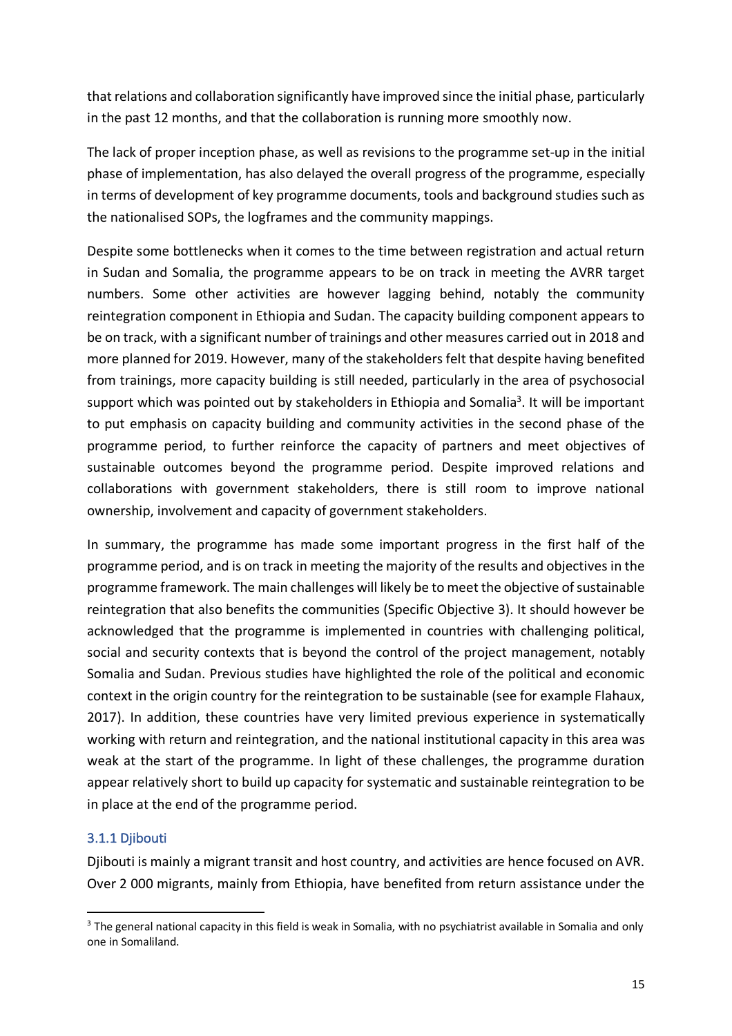that relations and collaboration significantly have improved since the initial phase, particularly in the past 12 months, and that the collaboration is running more smoothly now.

The lack of proper inception phase, as well as revisions to the programme set-up in the initial phase of implementation, has also delayed the overall progress of the programme, especially in terms of development of key programme documents, tools and background studies such as the nationalised SOPs, the logframes and the community mappings.

Despite some bottlenecks when it comes to the time between registration and actual return in Sudan and Somalia, the programme appears to be on track in meeting the AVRR target numbers. Some other activities are however lagging behind, notably the community reintegration component in Ethiopia and Sudan. The capacity building component appears to be on track, with a significant number of trainings and other measures carried out in 2018 and more planned for 2019. However, many of the stakeholders felt that despite having benefited from trainings, more capacity building is still needed, particularly in the area of psychosocial support which was pointed out by stakeholders in Ethiopia and Somalia[3]. It will be important to put emphasis on capacity building and community activities in the second phase of the programme period, to further reinforce the capacity of partners and meet objectives of sustainable outcomes beyond the programme period. Despite improved relations and collaborations with government stakeholders, there is still room to improve national ownership, involvement and capacity of government stakeholders.

In summary, the programme has made some important progress in the first half of the programme period, and is on track in meeting the majority of the results and objectives in the programme framework. The main challenges will likely be to meet the objective of sustainable reintegration that also benefits the communities (Specific Objective 3). It should however be acknowledged that the programme is implemented in countries with challenging political, social and security contexts that is beyond the control of the project management, notably Somalia and Sudan. Previous studies have highlighted the role of the political and economic context in the origin country for the reintegration to be sustainable (see for example Flahaux, 2017). In addition, these countries have very limited previous experience in systematically working with return and reintegration, and the national institutional capacity in this area was weak at the start of the programme. In light of these challenges, the programme duration appear relatively short to build up capacity for systematic and sustainable reintegration to be in place at the end of the programme period.

### 3.1.1 Djibouti

Djibouti is mainly a migrant transit and host country, and activities are hence focused on AVR. Over 2 000 migrants, mainly from Ethiopia, have benefited from return assistance under the

[3] The general national capacity in this field is weak in Somalia, with no psychiatrist available in Somalia and only one in Somaliland.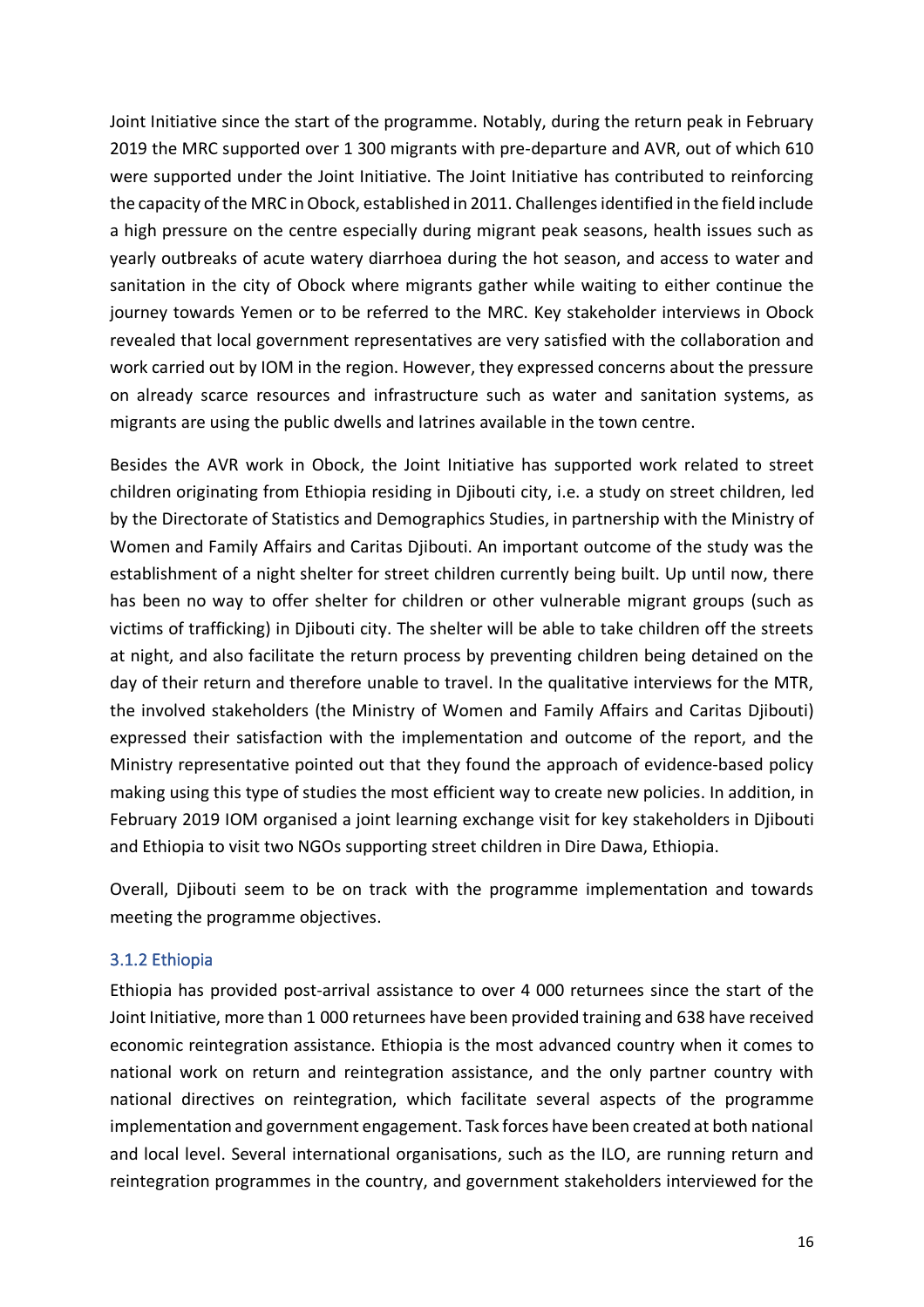Joint Initiative since the start of the programme. Notably, during the return peak in February 2019 the MRC supported over 1 300 migrants with pre-departure and AVR, out of which 610 were supported under the Joint Initiative. The Joint Initiative has contributed to reinforcing the capacity of the MRC in Obock, established in 2011. Challenges identified in the field include a high pressure on the centre especially during migrant peak seasons, health issues such as yearly outbreaks of acute watery diarrhoea during the hot season, and access to water and sanitation in the city of Obock where migrants gather while waiting to either continue the journey towards Yemen or to be referred to the MRC. Key stakeholder interviews in Obock revealed that local government representatives are very satisfied with the collaboration and work carried out by IOM in the region. However, they expressed concerns about the pressure on already scarce resources and infrastructure such as water and sanitation systems, as migrants are using the public dwells and latrines available in the town centre.

Besides the AVR work in Obock, the Joint Initiative has supported work related to street children originating from Ethiopia residing in Djibouti city, i.e. a study on street children, led by the Directorate of Statistics and Demographics Studies, in partnership with the Ministry of Women and Family Affairs and Caritas Djibouti. An important outcome of the study was the establishment of a night shelter for street children currently being built. Up until now, there has been no way to offer shelter for children or other vulnerable migrant groups (such as victims of trafficking) in Djibouti city. The shelter will be able to take children off the streets at night, and also facilitate the return process by preventing children being detained on the day of their return and therefore unable to travel. In the qualitative interviews for the MTR, the involved stakeholders (the Ministry of Women and Family Affairs and Caritas Djibouti) expressed their satisfaction with the implementation and outcome of the report, and the Ministry representative pointed out that they found the approach of evidence-based policy making using this type of studies the most efficient way to create new policies. In addition, in February 2019 IOM organised a joint learning exchange visit for key stakeholders in Djibouti and Ethiopia to visit two NGOs supporting street children in Dire Dawa, Ethiopia.

Overall, Djibouti seem to be on track with the programme implementation and towards meeting the programme objectives.

### 3.1.2 Ethiopia

Ethiopia has provided post-arrival assistance to over 4 000 returnees since the start of the Joint Initiative, more than 1 000 returnees have been provided training and 638 have received economic reintegration assistance. Ethiopia is the most advanced country when it comes to national work on return and reintegration assistance, and the only partner country with national directives on reintegration, which facilitate several aspects of the programme implementation and government engagement. Task forces have been created at both national and local level. Several international organisations, such as the ILO, are running return and reintegration programmes in the country, and government stakeholders interviewed for the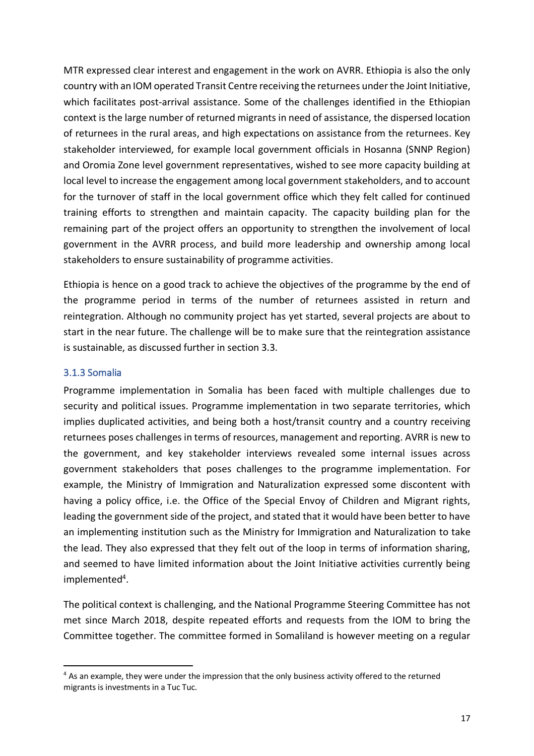MTR expressed clear interest and engagement in the work on AVRR. Ethiopia is also the only country with an IOM operated Transit Centre receiving the returnees under the Joint Initiative, which facilitates post-arrival assistance. Some of the challenges identified in the Ethiopian context is the large number of returned migrants in need of assistance, the dispersed location of returnees in the rural areas, and high expectations on assistance from the returnees. Key stakeholder interviewed, for example local government officials in Hosanna (SNNP Region) and Oromia Zone level government representatives, wished to see more capacity building at local level to increase the engagement among local government stakeholders, and to account for the turnover of staff in the local government office which they felt called for continued training efforts to strengthen and maintain capacity. The capacity building plan for the remaining part of the project offers an opportunity to strengthen the involvement of local government in the AVRR process, and build more leadership and ownership among local stakeholders to ensure sustainability of programme activities.

Ethiopia is hence on a good track to achieve the objectives of the programme by the end of the programme period in terms of the number of returnees assisted in return and reintegration. Although no community project has yet started, several projects are about to start in the near future. The challenge will be to make sure that the reintegration assistance is sustainable, as discussed further in section 3.3.

### 3.1.3 Somalia

Programme implementation in Somalia has been faced with multiple challenges due to security and political issues. Programme implementation in two separate territories, which implies duplicated activities, and being both a host/transit country and a country receiving returnees poses challenges in terms of resources, management and reporting. AVRR is new to the government, and key stakeholder interviews revealed some internal issues across government stakeholders that poses challenges to the programme implementation. For example, the Ministry of Immigration and Naturalization expressed some discontent with having a policy office, i.e. the Office of the Special Envoy of Children and Migrant rights, leading the government side of the project, and stated that it would have been better to have an implementing institution such as the Ministry for Immigration and Naturalization to take the lead. They also expressed that they felt out of the loop in terms of information sharing, and seemed to have limited information about the Joint Initiative activities currently being implemented[4].

The political context is challenging, and the National Programme Steering Committee has not met since March 2018, despite repeated efforts and requests from the IOM to bring the Committee together. The committee formed in Somaliland is however meeting on a regular

[4] As an example, they were under the impression that the only business activity offered to the returned migrants is investments in a Tuc Tuc.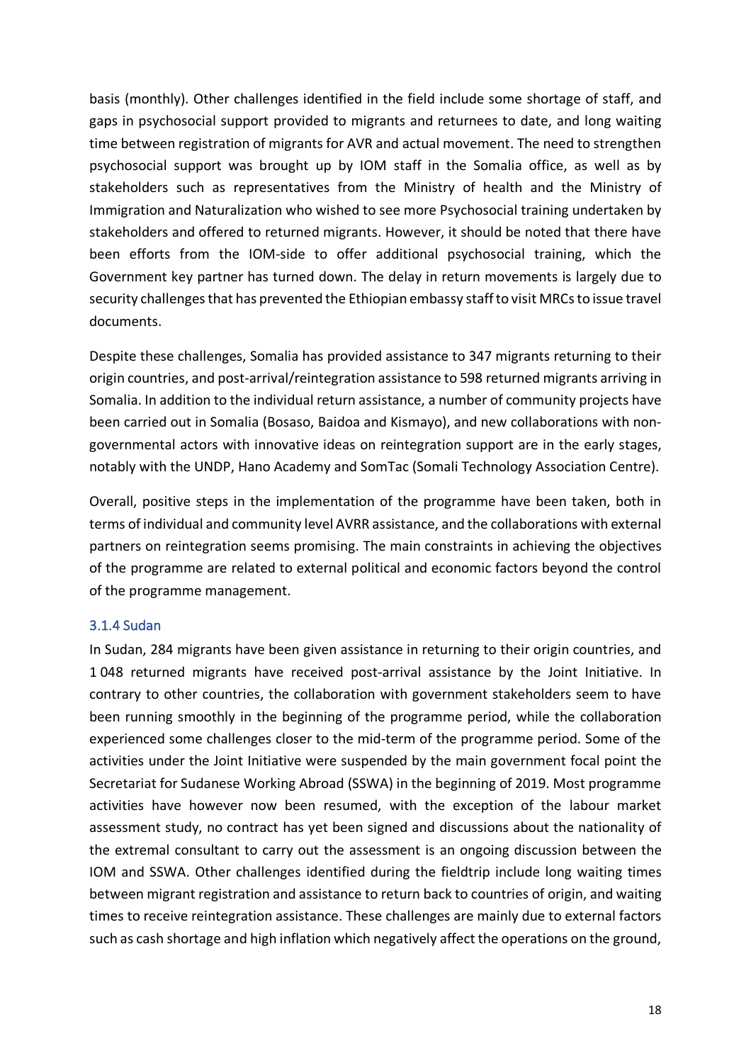basis (monthly). Other challenges identified in the field include some shortage of staff, and gaps in psychosocial support provided to migrants and returnees to date, and long waiting time between registration of migrants for AVR and actual movement. The need to strengthen psychosocial support was brought up by IOM staff in the Somalia office, as well as by stakeholders such as representatives from the Ministry of health and the Ministry of Immigration and Naturalization who wished to see more Psychosocial training undertaken by stakeholders and offered to returned migrants. However, it should be noted that there have been efforts from the IOM-side to offer additional psychosocial training, which the Government key partner has turned down. The delay in return movements is largely due to security challenges that has prevented the Ethiopian embassy staff to visit MRCs to issue travel documents.

Despite these challenges, Somalia has provided assistance to 347 migrants returning to their origin countries, and post-arrival/reintegration assistance to 598 returned migrants arriving in Somalia. In addition to the individual return assistance, a number of community projects have been carried out in Somalia (Bosaso, Baidoa and Kismayo), and new collaborations with non-governmental actors with innovative ideas on reintegration support are in the early stages, notably with the UNDP, Hano Academy and SomTac (Somali Technology Association Centre).

Overall, positive steps in the implementation of the programme have been taken, both in terms of individual and community level AVRR assistance, and the collaborations with external partners on reintegration seems promising. The main constraints in achieving the objectives of the programme are related to external political and economic factors beyond the control of the programme management.

### 3.1.4 Sudan

In Sudan, 284 migrants have been given assistance in returning to their origin countries, and 1 048 returned migrants have received post-arrival assistance by the Joint Initiative. In contrary to other countries, the collaboration with government stakeholders seem to have been running smoothly in the beginning of the programme period, while the collaboration experienced some challenges closer to the mid-term of the programme period. Some of the activities under the Joint Initiative were suspended by the main government focal point the Secretariat for Sudanese Working Abroad (SSWA) in the beginning of 2019. Most programme activities have however now been resumed, with the exception of the labour market assessment study, no contract has yet been signed and discussions about the nationality of the extremal consultant to carry out the assessment is an ongoing discussion between the IOM and SSWA. Other challenges identified during the fieldtrip include long waiting times between migrant registration and assistance to return back to countries of origin, and waiting times to receive reintegration assistance. These challenges are mainly due to external factors such as cash shortage and high inflation which negatively affect the operations on the ground,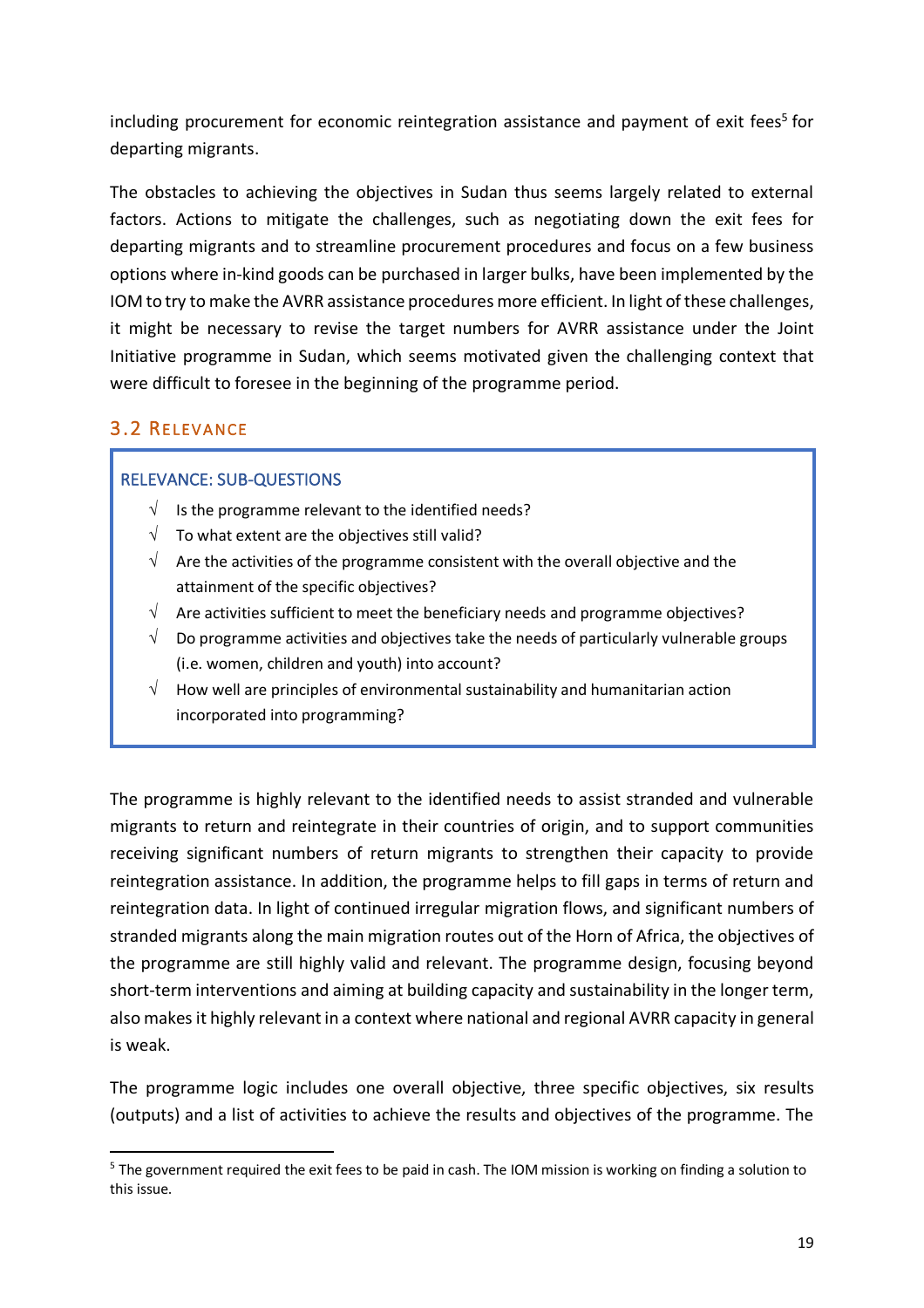including procurement for economic reintegration assistance and payment of exit fees[5] for departing migrants.

The obstacles to achieving the objectives in Sudan thus seems largely related to external factors. Actions to mitigate the challenges, such as negotiating down the exit fees for departing migrants and to streamline procurement procedures and focus on a few business options where in-kind goods can be purchased in larger bulks, have been implemented by the IOM to try to make the AVRR assistance procedures more efficient. In light of these challenges, it might be necessary to revise the target numbers for AVRR assistance under the Joint Initiative programme in Sudan, which seems motivated given the challenging context that were difficult to foresee in the beginning of the programme period.

## 3.2 Relevance

**RELEVANCE: SUB-QUESTIONS**

- √ Is the programme relevant to the identified needs?
- √ To what extent are the objectives still valid?
- √ Are the activities of the programme consistent with the overall objective and the attainment of the specific objectives?
- √ Are activities sufficient to meet the beneficiary needs and programme objectives?
- √ Do programme activities and objectives take the needs of particularly vulnerable groups (i.e. women, children and youth) into account?
- √ How well are principles of environmental sustainability and humanitarian action incorporated into programming?

The programme is highly relevant to the identified needs to assist stranded and vulnerable migrants to return and reintegrate in their countries of origin, and to support communities receiving significant numbers of return migrants to strengthen their capacity to provide reintegration assistance. In addition, the programme helps to fill gaps in terms of return and reintegration data. In light of continued irregular migration flows, and significant numbers of stranded migrants along the main migration routes out of the Horn of Africa, the objectives of the programme are still highly valid and relevant. The programme design, focusing beyond short-term interventions and aiming at building capacity and sustainability in the longer term, also makes it highly relevant in a context where national and regional AVRR capacity in general is weak.

The programme logic includes one overall objective, three specific objectives, six results (outputs) and a list of activities to achieve the results and objectives of the programme. The

[5] The government required the exit fees to be paid in cash. The IOM mission is working on finding a solution to this issue.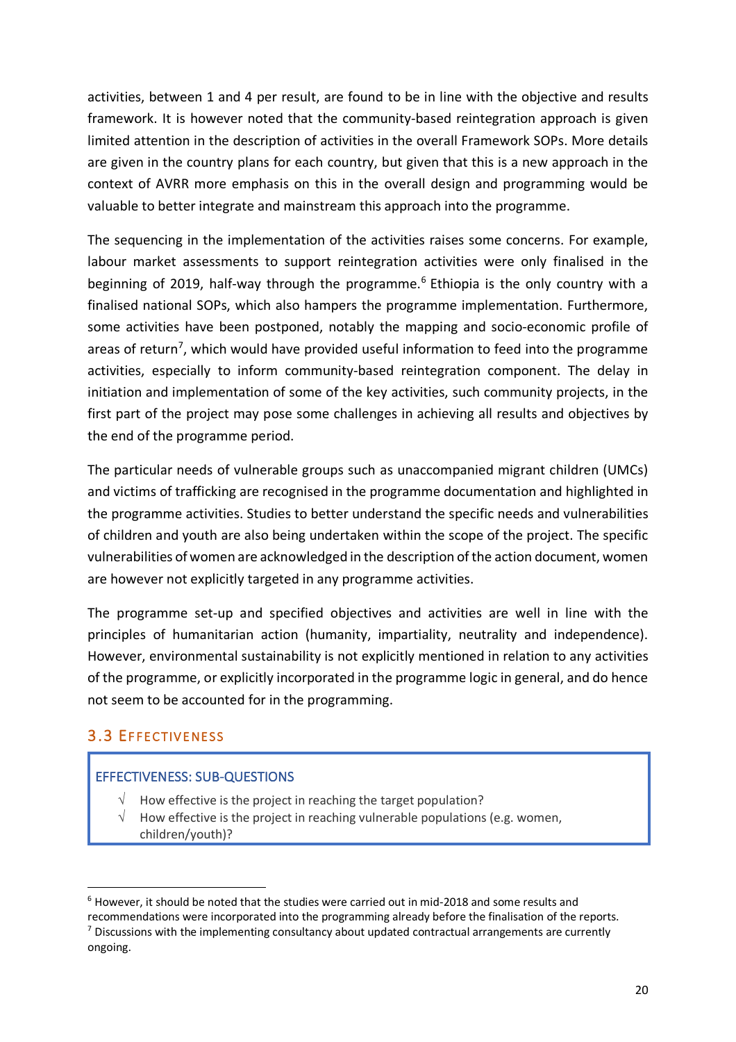activities, between 1 and 4 per result, are found to be in line with the objective and results framework. It is however noted that the community-based reintegration approach is given limited attention in the description of activities in the overall Framework SOPs. More details are given in the country plans for each country, but given that this is a new approach in the context of AVRR more emphasis on this in the overall design and programming would be valuable to better integrate and mainstream this approach into the programme.

The sequencing in the implementation of the activities raises some concerns. For example, labour market assessments to support reintegration activities were only finalised in the beginning of 2019, half-way through the programme.[6] Ethiopia is the only country with a finalised national SOPs, which also hampers the programme implementation. Furthermore, some activities have been postponed, notably the mapping and socio-economic profile of areas of return[7], which would have provided useful information to feed into the programme activities, especially to inform community-based reintegration component. The delay in initiation and implementation of some of the key activities, such community projects, in the first part of the project may pose some challenges in achieving all results and objectives by the end of the programme period.

The particular needs of vulnerable groups such as unaccompanied migrant children (UMCs) and victims of trafficking are recognised in the programme documentation and highlighted in the programme activities. Studies to better understand the specific needs and vulnerabilities of children and youth are also being undertaken within the scope of the project. The specific vulnerabilities of women are acknowledged in the description of the action document, women are however not explicitly targeted in any programme activities.

The programme set-up and specified objectives and activities are well in line with the principles of humanitarian action (humanity, impartiality, neutrality and independence). However, environmental sustainability is not explicitly mentioned in relation to any activities of the programme, or explicitly incorporated in the programme logic in general, and do hence not seem to be accounted for in the programming.

## 3.3 Effectiveness

**EFFECTIVENESS: SUB-QUESTIONS**

- √ How effective is the project in reaching the target population?
- √ How effective is the project in reaching vulnerable populations (e.g. women, children/youth)?

---

[6] However, it should be noted that the studies were carried out in mid-2018 and some results and recommendations were incorporated into the programming already before the finalisation of the reports.

[7] Discussions with the implementing consultancy about updated contractual arrangements are currently ongoing.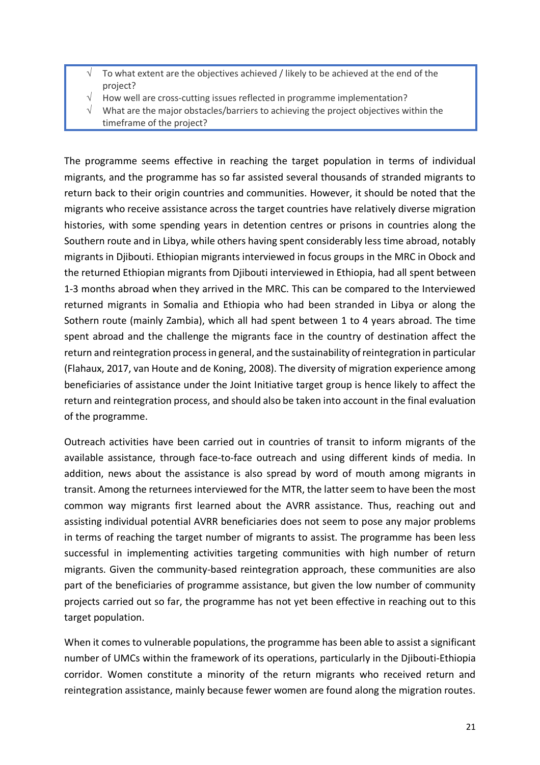- √ To what extent are the objectives achieved / likely to be achieved at the end of the project?
- √ How well are cross-cutting issues reflected in programme implementation?
- √ What are the major obstacles/barriers to achieving the project objectives within the timeframe of the project?

The programme seems effective in reaching the target population in terms of individual migrants, and the programme has so far assisted several thousands of stranded migrants to return back to their origin countries and communities. However, it should be noted that the migrants who receive assistance across the target countries have relatively diverse migration histories, with some spending years in detention centres or prisons in countries along the Southern route and in Libya, while others having spent considerably less time abroad, notably migrants in Djibouti. Ethiopian migrants interviewed in focus groups in the MRC in Obock and the returned Ethiopian migrants from Djibouti interviewed in Ethiopia, had all spent between 1-3 months abroad when they arrived in the MRC. This can be compared to the Interviewed returned migrants in Somalia and Ethiopia who had been stranded in Libya or along the Sothern route (mainly Zambia), which all had spent between 1 to 4 years abroad. The time spent abroad and the challenge the migrants face in the country of destination affect the return and reintegration process in general, and the sustainability of reintegration in particular (Flahaux, 2017, van Houte and de Koning, 2008). The diversity of migration experience among beneficiaries of assistance under the Joint Initiative target group is hence likely to affect the return and reintegration process, and should also be taken into account in the final evaluation of the programme.

Outreach activities have been carried out in countries of transit to inform migrants of the available assistance, through face-to-face outreach and using different kinds of media. In addition, news about the assistance is also spread by word of mouth among migrants in transit. Among the returnees interviewed for the MTR, the latter seem to have been the most common way migrants first learned about the AVRR assistance. Thus, reaching out and assisting individual potential AVRR beneficiaries does not seem to pose any major problems in terms of reaching the target number of migrants to assist. The programme has been less successful in implementing activities targeting communities with high number of return migrants. Given the community-based reintegration approach, these communities are also part of the beneficiaries of programme assistance, but given the low number of community projects carried out so far, the programme has not yet been effective in reaching out to this target population.

When it comes to vulnerable populations, the programme has been able to assist a significant number of UMCs within the framework of its operations, particularly in the Djibouti-Ethiopia corridor. Women constitute a minority of the return migrants who received return and reintegration assistance, mainly because fewer women are found along the migration routes.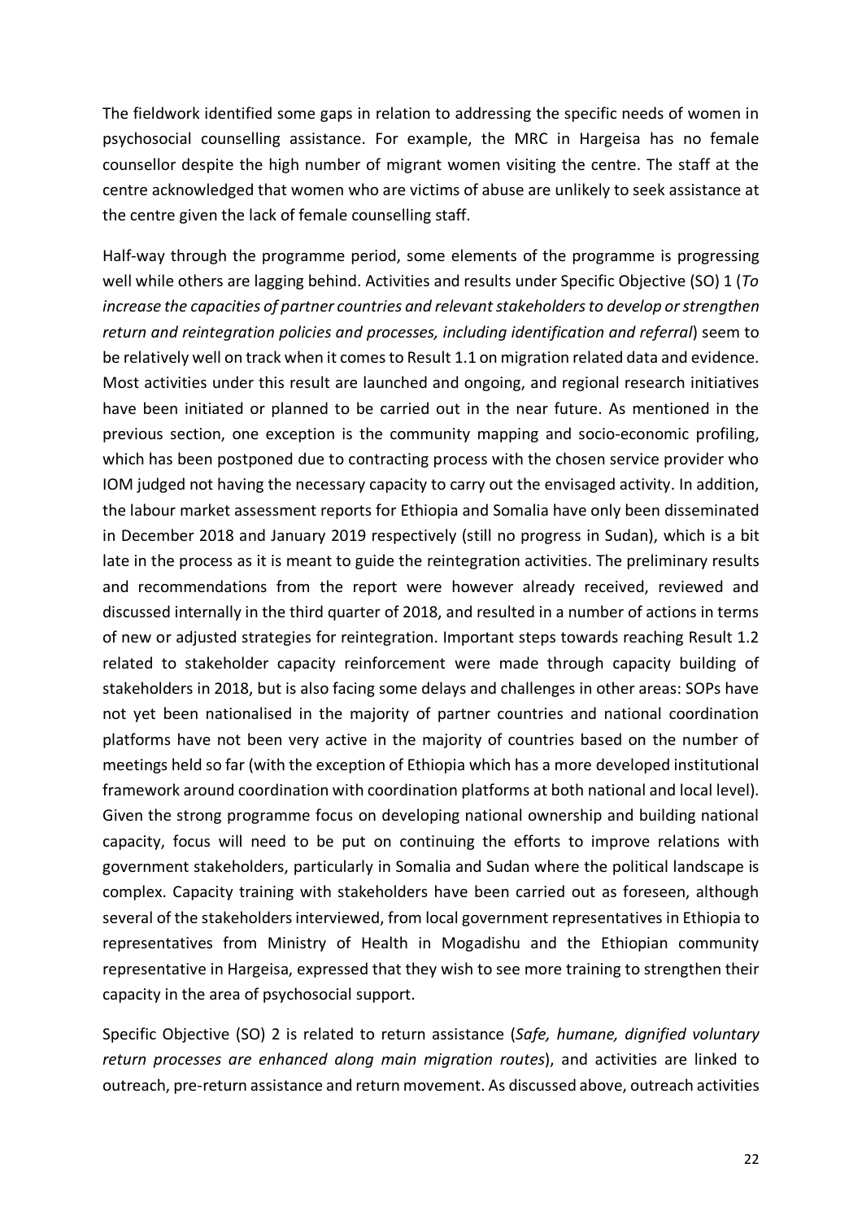The fieldwork identified some gaps in relation to addressing the specific needs of women in psychosocial counselling assistance. For example, the MRC in Hargeisa has no female counsellor despite the high number of migrant women visiting the centre. The staff at the centre acknowledged that women who are victims of abuse are unlikely to seek assistance at the centre given the lack of female counselling staff.

Half-way through the programme period, some elements of the programme is progressing well while others are lagging behind. Activities and results under Specific Objective (SO) 1 (*To increase the capacities of partner countries and relevant stakeholders to develop or strengthen return and reintegration policies and processes, including identification and referral*) seem to be relatively well on track when it comes to Result 1.1 on migration related data and evidence. Most activities under this result are launched and ongoing, and regional research initiatives have been initiated or planned to be carried out in the near future. As mentioned in the previous section, one exception is the community mapping and socio-economic profiling, which has been postponed due to contracting process with the chosen service provider who IOM judged not having the necessary capacity to carry out the envisaged activity. In addition, the labour market assessment reports for Ethiopia and Somalia have only been disseminated in December 2018 and January 2019 respectively (still no progress in Sudan), which is a bit late in the process as it is meant to guide the reintegration activities. The preliminary results and recommendations from the report were however already received, reviewed and discussed internally in the third quarter of 2018, and resulted in a number of actions in terms of new or adjusted strategies for reintegration. Important steps towards reaching Result 1.2 related to stakeholder capacity reinforcement were made through capacity building of stakeholders in 2018, but is also facing some delays and challenges in other areas: SOPs have not yet been nationalised in the majority of partner countries and national coordination platforms have not been very active in the majority of countries based on the number of meetings held so far (with the exception of Ethiopia which has a more developed institutional framework around coordination with coordination platforms at both national and local level). Given the strong programme focus on developing national ownership and building national capacity, focus will need to be put on continuing the efforts to improve relations with government stakeholders, particularly in Somalia and Sudan where the political landscape is complex. Capacity training with stakeholders have been carried out as foreseen, although several of the stakeholders interviewed, from local government representatives in Ethiopia to representatives from Ministry of Health in Mogadishu and the Ethiopian community representative in Hargeisa, expressed that they wish to see more training to strengthen their capacity in the area of psychosocial support.

Specific Objective (SO) 2 is related to return assistance (*Safe, humane, dignified voluntary return processes are enhanced along main migration routes*), and activities are linked to outreach, pre-return assistance and return movement. As discussed above, outreach activities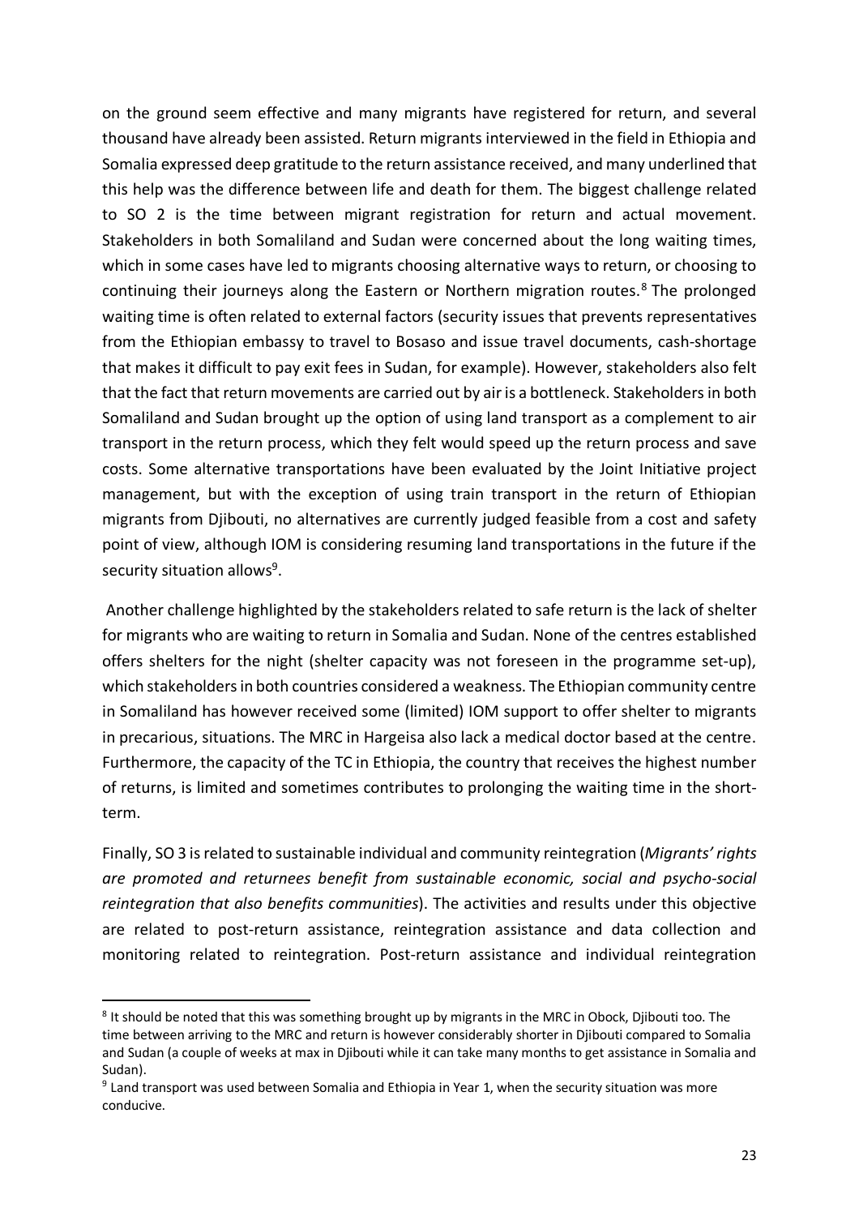on the ground seem effective and many migrants have registered for return, and several thousand have already been assisted. Return migrants interviewed in the field in Ethiopia and Somalia expressed deep gratitude to the return assistance received, and many underlined that this help was the difference between life and death for them. The biggest challenge related to SO 2 is the time between migrant registration for return and actual movement. Stakeholders in both Somaliland and Sudan were concerned about the long waiting times, which in some cases have led to migrants choosing alternative ways to return, or choosing to continuing their journeys along the Eastern or Northern migration routes.[8] The prolonged waiting time is often related to external factors (security issues that prevents representatives from the Ethiopian embassy to travel to Bosaso and issue travel documents, cash-shortage that makes it difficult to pay exit fees in Sudan, for example). However, stakeholders also felt that the fact that return movements are carried out by air is a bottleneck. Stakeholders in both Somaliland and Sudan brought up the option of using land transport as a complement to air transport in the return process, which they felt would speed up the return process and save costs. Some alternative transportations have been evaluated by the Joint Initiative project management, but with the exception of using train transport in the return of Ethiopian migrants from Djibouti, no alternatives are currently judged feasible from a cost and safety point of view, although IOM is considering resuming land transportations in the future if the security situation allows[9].

Another challenge highlighted by the stakeholders related to safe return is the lack of shelter for migrants who are waiting to return in Somalia and Sudan. None of the centres established offers shelters for the night (shelter capacity was not foreseen in the programme set-up), which stakeholders in both countries considered a weakness. The Ethiopian community centre in Somaliland has however received some (limited) IOM support to offer shelter to migrants in precarious, situations. The MRC in Hargeisa also lack a medical doctor based at the centre. Furthermore, the capacity of the TC in Ethiopia, the country that receives the highest number of returns, is limited and sometimes contributes to prolonging the waiting time in the short-term.

Finally, SO 3 is related to sustainable individual and community reintegration (*Migrants' rights are promoted and returnees benefit from sustainable economic, social and psycho-social reintegration that also benefits communities*). The activities and results under this objective are related to post-return assistance, reintegration assistance and data collection and monitoring related to reintegration. Post-return assistance and individual reintegration

---

[8] It should be noted that this was something brought up by migrants in the MRC in Obock, Djibouti too. The time between arriving to the MRC and return is however considerably shorter in Djibouti compared to Somalia and Sudan (a couple of weeks at max in Djibouti while it can take many months to get assistance in Somalia and Sudan).

[9] Land transport was used between Somalia and Ethiopia in Year 1, when the security situation was more conducive.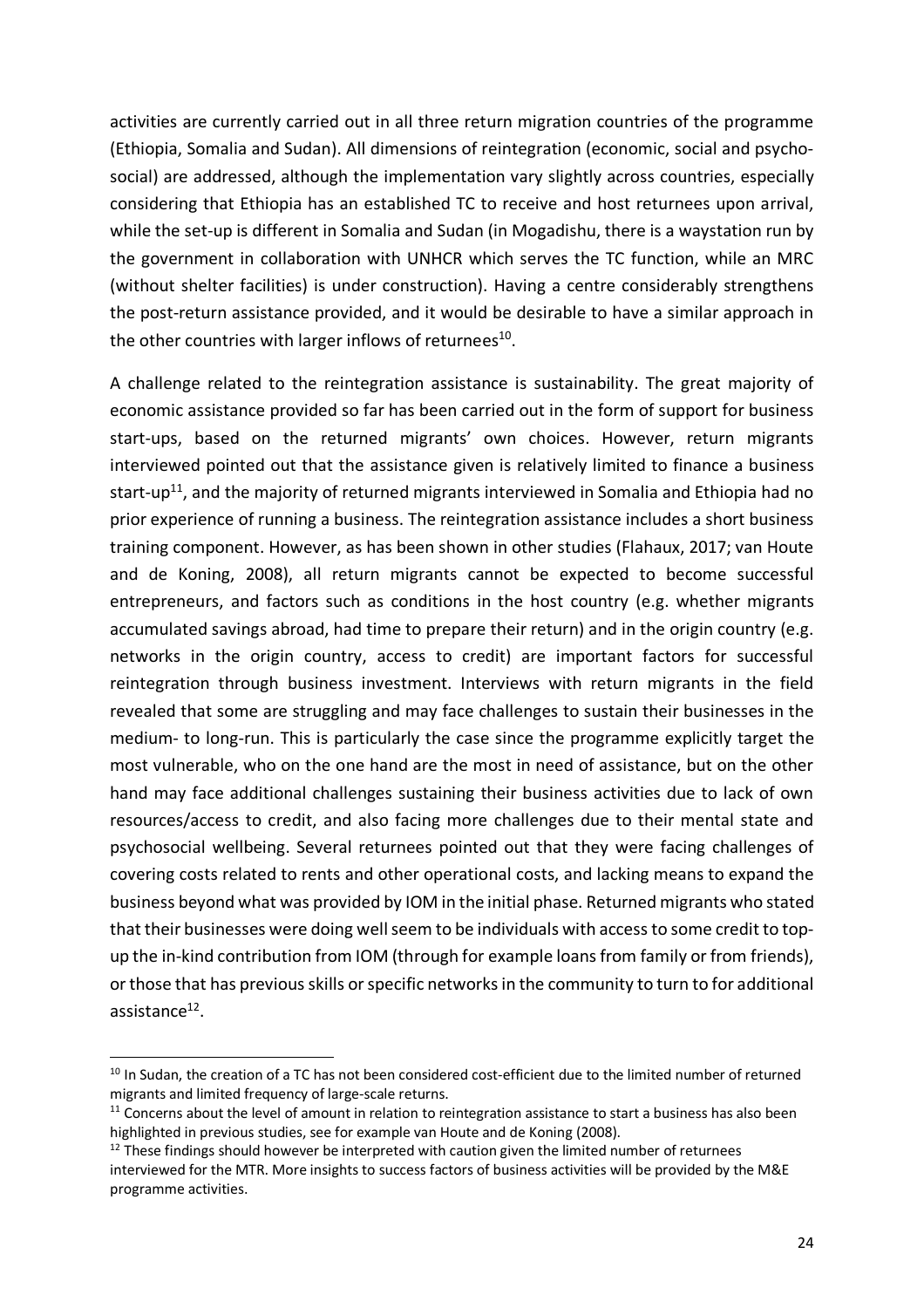activities are currently carried out in all three return migration countries of the programme (Ethiopia, Somalia and Sudan). All dimensions of reintegration (economic, social and psycho-social) are addressed, although the implementation vary slightly across countries, especially considering that Ethiopia has an established TC to receive and host returnees upon arrival, while the set-up is different in Somalia and Sudan (in Mogadishu, there is a waystation run by the government in collaboration with UNHCR which serves the TC function, while an MRC (without shelter facilities) is under construction). Having a centre considerably strengthens the post-return assistance provided, and it would be desirable to have a similar approach in the other countries with larger inflows of returnees[10].

A challenge related to the reintegration assistance is sustainability. The great majority of economic assistance provided so far has been carried out in the form of support for business start-ups, based on the returned migrants' own choices. However, return migrants interviewed pointed out that the assistance given is relatively limited to finance a business start-up[11], and the majority of returned migrants interviewed in Somalia and Ethiopia had no prior experience of running a business. The reintegration assistance includes a short business training component. However, as has been shown in other studies (Flahaux, 2017; van Houte and de Koning, 2008), all return migrants cannot be expected to become successful entrepreneurs, and factors such as conditions in the host country (e.g. whether migrants accumulated savings abroad, had time to prepare their return) and in the origin country (e.g. networks in the origin country, access to credit) are important factors for successful reintegration through business investment. Interviews with return migrants in the field revealed that some are struggling and may face challenges to sustain their businesses in the medium- to long-run. This is particularly the case since the programme explicitly target the most vulnerable, who on the one hand are the most in need of assistance, but on the other hand may face additional challenges sustaining their business activities due to lack of own resources/access to credit, and also facing more challenges due to their mental state and psychosocial wellbeing. Several returnees pointed out that they were facing challenges of covering costs related to rents and other operational costs, and lacking means to expand the business beyond what was provided by IOM in the initial phase. Returned migrants who stated that their businesses were doing well seem to be individuals with access to some credit to top-up the in-kind contribution from IOM (through for example loans from family or from friends), or those that has previous skills or specific networks in the community to turn to for additional assistance[12].

---

[10] In Sudan, the creation of a TC has not been considered cost-efficient due to the limited number of returned migrants and limited frequency of large-scale returns.

[11] Concerns about the level of amount in relation to reintegration assistance to start a business has also been highlighted in previous studies, see for example van Houte and de Koning (2008).

[12] These findings should however be interpreted with caution given the limited number of returnees interviewed for the MTR. More insights to success factors of business activities will be provided by the M&E programme activities.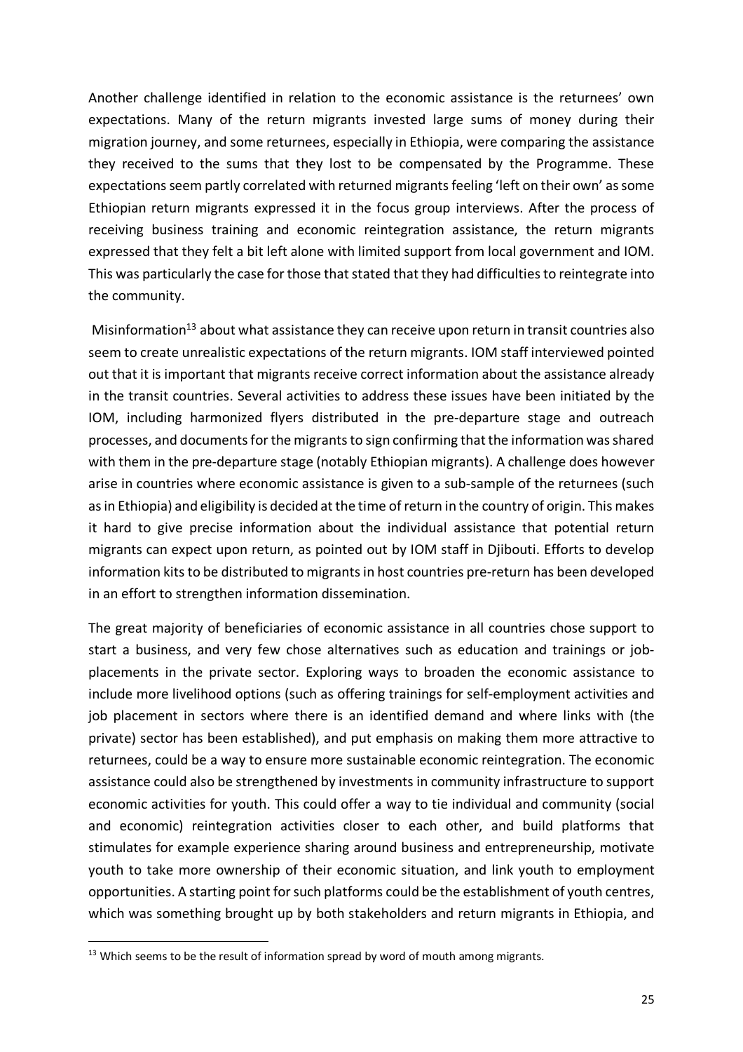Another challenge identified in relation to the economic assistance is the returnees' own expectations. Many of the return migrants invested large sums of money during their migration journey, and some returnees, especially in Ethiopia, were comparing the assistance they received to the sums that they lost to be compensated by the Programme. These expectations seem partly correlated with returned migrants feeling 'left on their own' as some Ethiopian return migrants expressed it in the focus group interviews. After the process of receiving business training and economic reintegration assistance, the return migrants expressed that they felt a bit left alone with limited support from local government and IOM. This was particularly the case for those that stated that they had difficulties to reintegrate into the community.

Misinformation[13] about what assistance they can receive upon return in transit countries also seem to create unrealistic expectations of the return migrants. IOM staff interviewed pointed out that it is important that migrants receive correct information about the assistance already in the transit countries. Several activities to address these issues have been initiated by the IOM, including harmonized flyers distributed in the pre-departure stage and outreach processes, and documents for the migrants to sign confirming that the information was shared with them in the pre-departure stage (notably Ethiopian migrants). A challenge does however arise in countries where economic assistance is given to a sub-sample of the returnees (such as in Ethiopia) and eligibility is decided at the time of return in the country of origin. This makes it hard to give precise information about the individual assistance that potential return migrants can expect upon return, as pointed out by IOM staff in Djibouti. Efforts to develop information kits to be distributed to migrants in host countries pre-return has been developed in an effort to strengthen information dissemination.

The great majority of beneficiaries of economic assistance in all countries chose support to start a business, and very few chose alternatives such as education and trainings or job-placements in the private sector. Exploring ways to broaden the economic assistance to include more livelihood options (such as offering trainings for self-employment activities and job placement in sectors where there is an identified demand and where links with (the private) sector has been established), and put emphasis on making them more attractive to returnees, could be a way to ensure more sustainable economic reintegration. The economic assistance could also be strengthened by investments in community infrastructure to support economic activities for youth. This could offer a way to tie individual and community (social and economic) reintegration activities closer to each other, and build platforms that stimulates for example experience sharing around business and entrepreneurship, motivate youth to take more ownership of their economic situation, and link youth to employment opportunities. A starting point for such platforms could be the establishment of youth centres, which was something brought up by both stakeholders and return migrants in Ethiopia, and

[13] Which seems to be the result of information spread by word of mouth among migrants.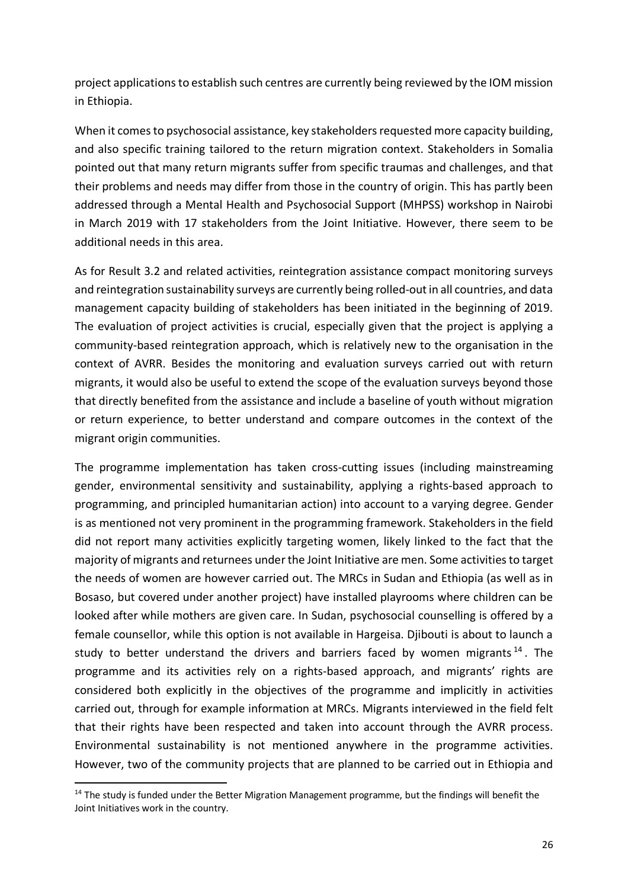project applications to establish such centres are currently being reviewed by the IOM mission in Ethiopia.

When it comes to psychosocial assistance, key stakeholders requested more capacity building, and also specific training tailored to the return migration context. Stakeholders in Somalia pointed out that many return migrants suffer from specific traumas and challenges, and that their problems and needs may differ from those in the country of origin. This has partly been addressed through a Mental Health and Psychosocial Support (MHPSS) workshop in Nairobi in March 2019 with 17 stakeholders from the Joint Initiative. However, there seem to be additional needs in this area.

As for Result 3.2 and related activities, reintegration assistance compact monitoring surveys and reintegration sustainability surveys are currently being rolled-out in all countries, and data management capacity building of stakeholders has been initiated in the beginning of 2019. The evaluation of project activities is crucial, especially given that the project is applying a community-based reintegration approach, which is relatively new to the organisation in the context of AVRR. Besides the monitoring and evaluation surveys carried out with return migrants, it would also be useful to extend the scope of the evaluation surveys beyond those that directly benefited from the assistance and include a baseline of youth without migration or return experience, to better understand and compare outcomes in the context of the migrant origin communities.

The programme implementation has taken cross-cutting issues (including mainstreaming gender, environmental sensitivity and sustainability, applying a rights-based approach to programming, and principled humanitarian action) into account to a varying degree. Gender is as mentioned not very prominent in the programming framework. Stakeholders in the field did not report many activities explicitly targeting women, likely linked to the fact that the majority of migrants and returnees under the Joint Initiative are men. Some activities to target the needs of women are however carried out. The MRCs in Sudan and Ethiopia (as well as in Bosaso, but covered under another project) have installed playrooms where children can be looked after while mothers are given care. In Sudan, psychosocial counselling is offered by a female counsellor, while this option is not available in Hargeisa. Djibouti is about to launch a study to better understand the drivers and barriers faced by women migrants [14]. The programme and its activities rely on a rights-based approach, and migrants' rights are considered both explicitly in the objectives of the programme and implicitly in activities carried out, through for example information at MRCs. Migrants interviewed in the field felt that their rights have been respected and taken into account through the AVRR process. Environmental sustainability is not mentioned anywhere in the programme activities. However, two of the community projects that are planned to be carried out in Ethiopia and

[14] The study is funded under the Better Migration Management programme, but the findings will benefit the Joint Initiatives work in the country.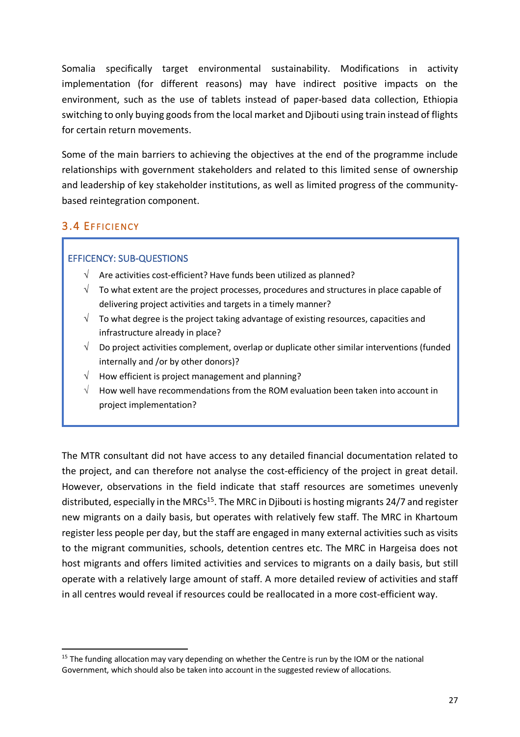Somalia specifically target environmental sustainability. Modifications in activity implementation (for different reasons) may have indirect positive impacts on the environment, such as the use of tablets instead of paper-based data collection, Ethiopia switching to only buying goods from the local market and Djibouti using train instead of flights for certain return movements.

Some of the main barriers to achieving the objectives at the end of the programme include relationships with government stakeholders and related to this limited sense of ownership and leadership of key stakeholder institutions, as well as limited progress of the community-based reintegration component.

## 3.4 Efficiency

**EFFICENCY: SUB-QUESTIONS**

- √ Are activities cost-efficient? Have funds been utilized as planned?
- √ To what extent are the project processes, procedures and structures in place capable of delivering project activities and targets in a timely manner?
- √ To what degree is the project taking advantage of existing resources, capacities and infrastructure already in place?
- √ Do project activities complement, overlap or duplicate other similar interventions (funded internally and /or by other donors)?
- √ How efficient is project management and planning?
- √ How well have recommendations from the ROM evaluation been taken into account in project implementation?

The MTR consultant did not have access to any detailed financial documentation related to the project, and can therefore not analyse the cost-efficiency of the project in great detail. However, observations in the field indicate that staff resources are sometimes unevenly distributed, especially in the MRCs[15]. The MRC in Djibouti is hosting migrants 24/7 and register new migrants on a daily basis, but operates with relatively few staff. The MRC in Khartoum register less people per day, but the staff are engaged in many external activities such as visits to the migrant communities, schools, detention centres etc. The MRC in Hargeisa does not host migrants and offers limited activities and services to migrants on a daily basis, but still operate with a relatively large amount of staff. A more detailed review of activities and staff in all centres would reveal if resources could be reallocated in a more cost-efficient way.

[15] The funding allocation may vary depending on whether the Centre is run by the IOM or the national Government, which should also be taken into account in the suggested review of allocations.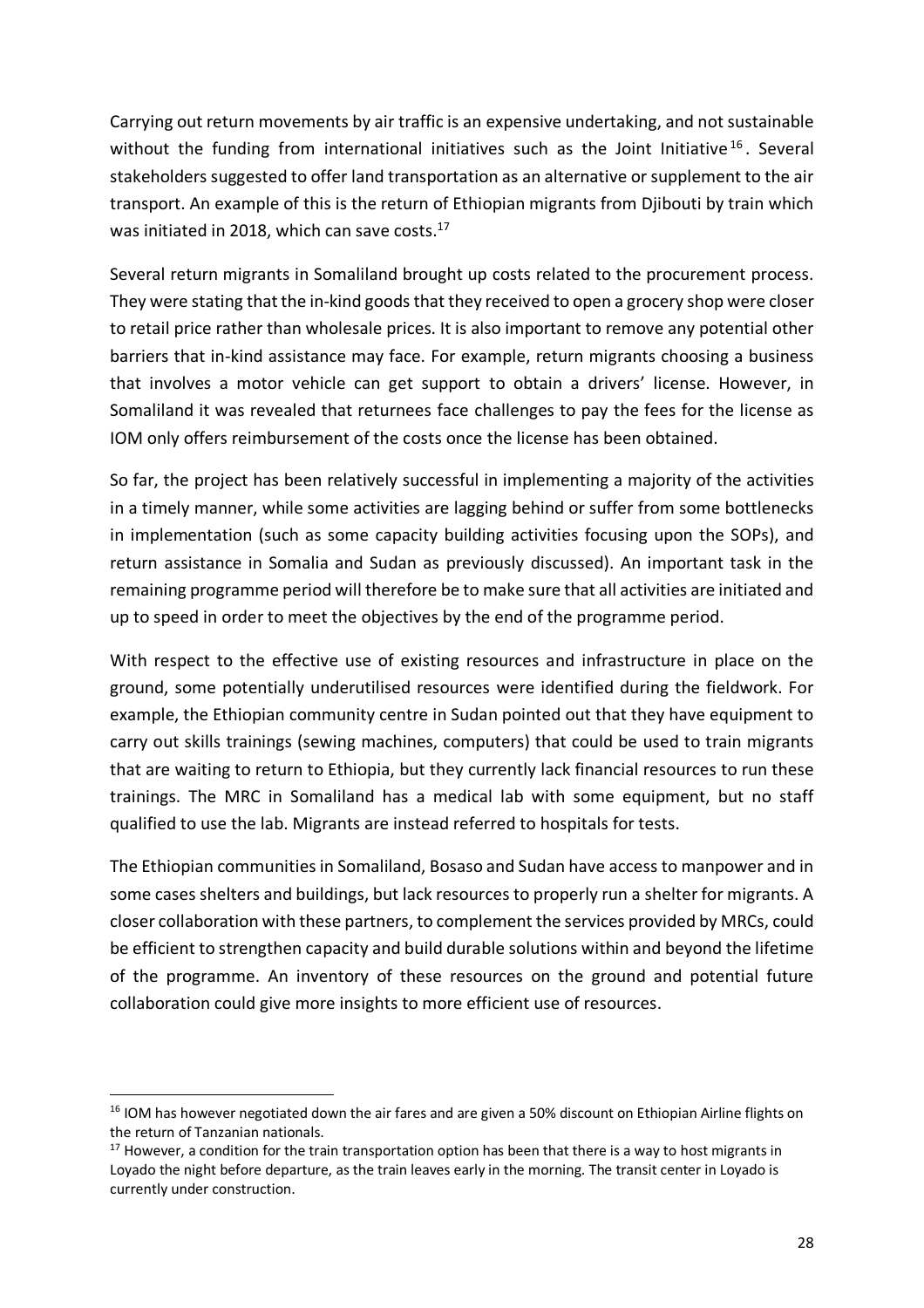Carrying out return movements by air traffic is an expensive undertaking, and not sustainable without the funding from international initiatives such as the Joint Initiative[16]. Several stakeholders suggested to offer land transportation as an alternative or supplement to the air transport. An example of this is the return of Ethiopian migrants from Djibouti by train which was initiated in 2018, which can save costs.[17]

Several return migrants in Somaliland brought up costs related to the procurement process. They were stating that the in-kind goods that they received to open a grocery shop were closer to retail price rather than wholesale prices. It is also important to remove any potential other barriers that in-kind assistance may face. For example, return migrants choosing a business that involves a motor vehicle can get support to obtain a drivers' license. However, in Somaliland it was revealed that returnees face challenges to pay the fees for the license as IOM only offers reimbursement of the costs once the license has been obtained.

So far, the project has been relatively successful in implementing a majority of the activities in a timely manner, while some activities are lagging behind or suffer from some bottlenecks in implementation (such as some capacity building activities focusing upon the SOPs), and return assistance in Somalia and Sudan as previously discussed). An important task in the remaining programme period will therefore be to make sure that all activities are initiated and up to speed in order to meet the objectives by the end of the programme period.

With respect to the effective use of existing resources and infrastructure in place on the ground, some potentially underutilised resources were identified during the fieldwork. For example, the Ethiopian community centre in Sudan pointed out that they have equipment to carry out skills trainings (sewing machines, computers) that could be used to train migrants that are waiting to return to Ethiopia, but they currently lack financial resources to run these trainings. The MRC in Somaliland has a medical lab with some equipment, but no staff qualified to use the lab. Migrants are instead referred to hospitals for tests.

The Ethiopian communities in Somaliland, Bosaso and Sudan have access to manpower and in some cases shelters and buildings, but lack resources to properly run a shelter for migrants. A closer collaboration with these partners, to complement the services provided by MRCs, could be efficient to strengthen capacity and build durable solutions within and beyond the lifetime of the programme. An inventory of these resources on the ground and potential future collaboration could give more insights to more efficient use of resources.

---

[16] IOM has however negotiated down the air fares and are given a 50% discount on Ethiopian Airline flights on the return of Tanzanian nationals.

[17] However, a condition for the train transportation option has been that there is a way to host migrants in Loyado the night before departure, as the train leaves early in the morning. The transit center in Loyado is currently under construction.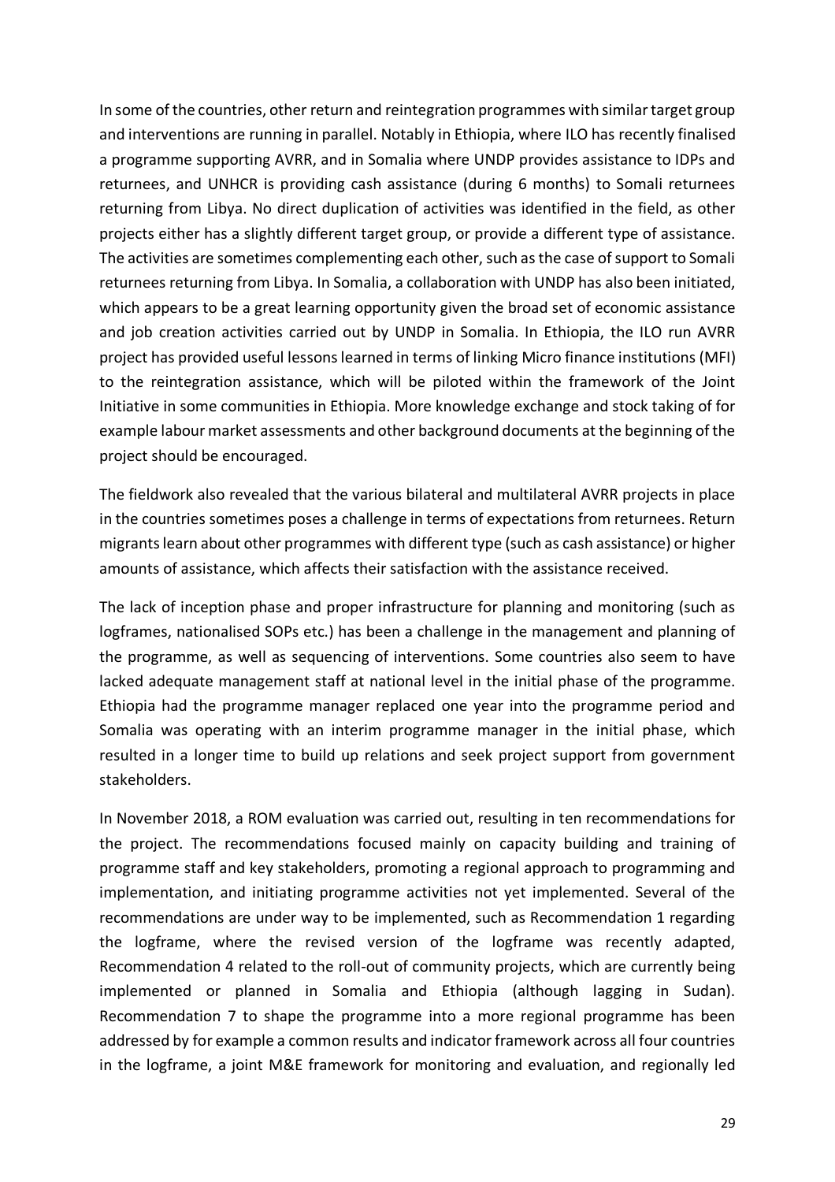In some of the countries, other return and reintegration programmes with similar target group and interventions are running in parallel. Notably in Ethiopia, where ILO has recently finalised a programme supporting AVRR, and in Somalia where UNDP provides assistance to IDPs and returnees, and UNHCR is providing cash assistance (during 6 months) to Somali returnees returning from Libya. No direct duplication of activities was identified in the field, as other projects either has a slightly different target group, or provide a different type of assistance. The activities are sometimes complementing each other, such as the case of support to Somali returnees returning from Libya. In Somalia, a collaboration with UNDP has also been initiated, which appears to be a great learning opportunity given the broad set of economic assistance and job creation activities carried out by UNDP in Somalia. In Ethiopia, the ILO run AVRR project has provided useful lessons learned in terms of linking Micro finance institutions (MFI) to the reintegration assistance, which will be piloted within the framework of the Joint Initiative in some communities in Ethiopia. More knowledge exchange and stock taking of for example labour market assessments and other background documents at the beginning of the project should be encouraged.

The fieldwork also revealed that the various bilateral and multilateral AVRR projects in place in the countries sometimes poses a challenge in terms of expectations from returnees. Return migrants learn about other programmes with different type (such as cash assistance) or higher amounts of assistance, which affects their satisfaction with the assistance received.

The lack of inception phase and proper infrastructure for planning and monitoring (such as logframes, nationalised SOPs etc.) has been a challenge in the management and planning of the programme, as well as sequencing of interventions. Some countries also seem to have lacked adequate management staff at national level in the initial phase of the programme. Ethiopia had the programme manager replaced one year into the programme period and Somalia was operating with an interim programme manager in the initial phase, which resulted in a longer time to build up relations and seek project support from government stakeholders.

In November 2018, a ROM evaluation was carried out, resulting in ten recommendations for the project. The recommendations focused mainly on capacity building and training of programme staff and key stakeholders, promoting a regional approach to programming and implementation, and initiating programme activities not yet implemented. Several of the recommendations are under way to be implemented, such as Recommendation 1 regarding the logframe, where the revised version of the logframe was recently adapted, Recommendation 4 related to the roll-out of community projects, which are currently being implemented or planned in Somalia and Ethiopia (although lagging in Sudan). Recommendation 7 to shape the programme into a more regional programme has been addressed by for example a common results and indicator framework across all four countries in the logframe, a joint M&E framework for monitoring and evaluation, and regionally led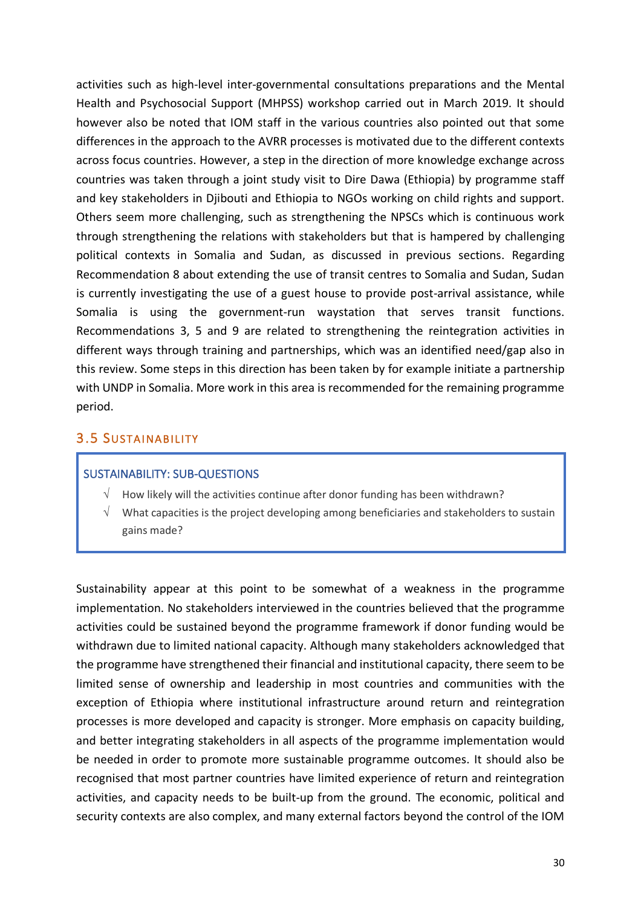activities such as high-level inter-governmental consultations preparations and the Mental Health and Psychosocial Support (MHPSS) workshop carried out in March 2019. It should however also be noted that IOM staff in the various countries also pointed out that some differences in the approach to the AVRR processes is motivated due to the different contexts across focus countries. However, a step in the direction of more knowledge exchange across countries was taken through a joint study visit to Dire Dawa (Ethiopia) by programme staff and key stakeholders in Djibouti and Ethiopia to NGOs working on child rights and support. Others seem more challenging, such as strengthening the NPSCs which is continuous work through strengthening the relations with stakeholders but that is hampered by challenging political contexts in Somalia and Sudan, as discussed in previous sections. Regarding Recommendation 8 about extending the use of transit centres to Somalia and Sudan, Sudan is currently investigating the use of a guest house to provide post-arrival assistance, while Somalia is using the government-run waystation that serves transit functions. Recommendations 3, 5 and 9 are related to strengthening the reintegration activities in different ways through training and partnerships, which was an identified need/gap also in this review. Some steps in this direction has been taken by for example initiate a partnership with UNDP in Somalia. More work in this area is recommended for the remaining programme period.

## 3.5 Sustainability

**SUSTAINABILITY: SUB-QUESTIONS**

- √ How likely will the activities continue after donor funding has been withdrawn?
- √ What capacities is the project developing among beneficiaries and stakeholders to sustain gains made?

Sustainability appear at this point to be somewhat of a weakness in the programme implementation. No stakeholders interviewed in the countries believed that the programme activities could be sustained beyond the programme framework if donor funding would be withdrawn due to limited national capacity. Although many stakeholders acknowledged that the programme have strengthened their financial and institutional capacity, there seem to be limited sense of ownership and leadership in most countries and communities with the exception of Ethiopia where institutional infrastructure around return and reintegration processes is more developed and capacity is stronger. More emphasis on capacity building, and better integrating stakeholders in all aspects of the programme implementation would be needed in order to promote more sustainable programme outcomes. It should also be recognised that most partner countries have limited experience of return and reintegration activities, and capacity needs to be built-up from the ground. The economic, political and security contexts are also complex, and many external factors beyond the control of the IOM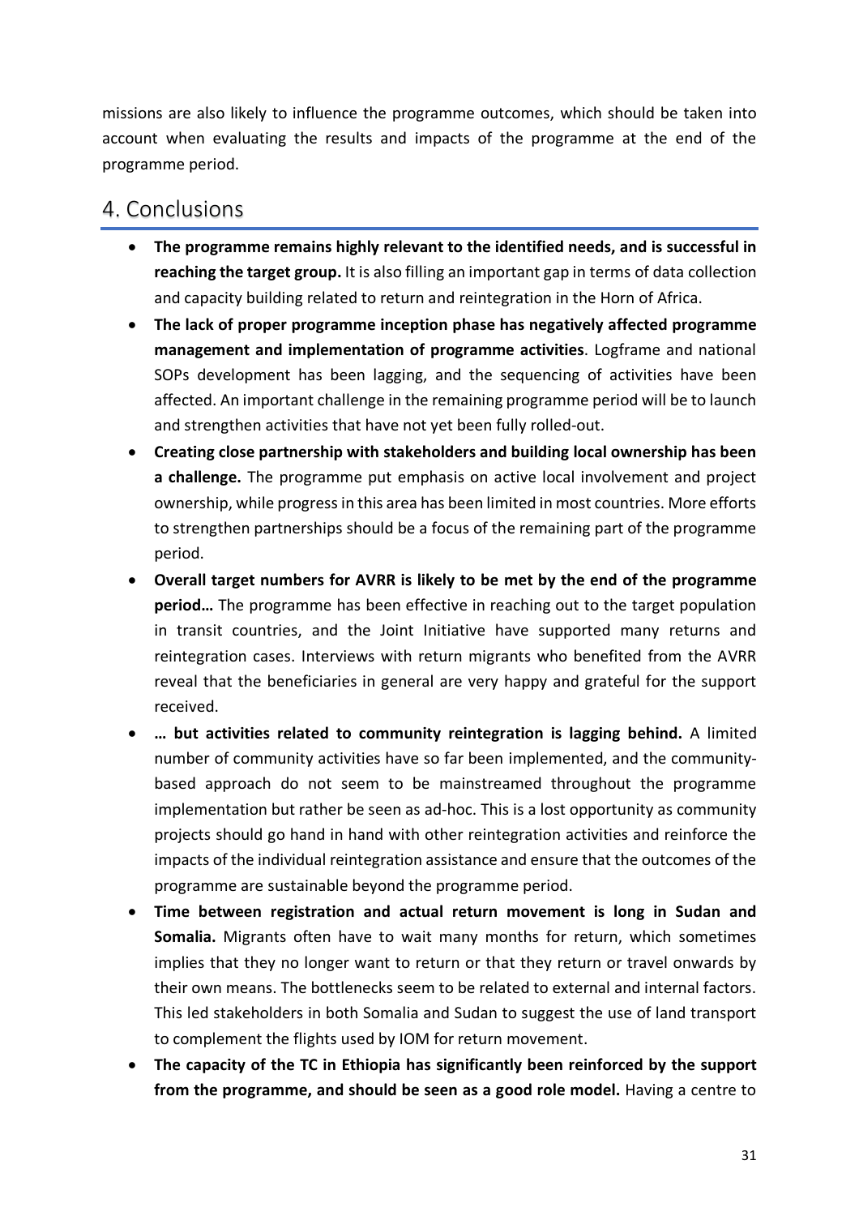missions are also likely to influence the programme outcomes, which should be taken into account when evaluating the results and impacts of the programme at the end of the programme period.

## 4. Conclusions

- **The programme remains highly relevant to the identified needs, and is successful in reaching the target group.** It is also filling an important gap in terms of data collection and capacity building related to return and reintegration in the Horn of Africa.
- **The lack of proper programme inception phase has negatively affected programme management and implementation of programme activities**. Logframe and national SOPs development has been lagging, and the sequencing of activities have been affected. An important challenge in the remaining programme period will be to launch and strengthen activities that have not yet been fully rolled-out.
- **Creating close partnership with stakeholders and building local ownership has been a challenge.** The programme put emphasis on active local involvement and project ownership, while progress in this area has been limited in most countries. More efforts to strengthen partnerships should be a focus of the remaining part of the programme period.
- **Overall target numbers for AVRR is likely to be met by the end of the programme period…** The programme has been effective in reaching out to the target population in transit countries, and the Joint Initiative have supported many returns and reintegration cases. Interviews with return migrants who benefited from the AVRR reveal that the beneficiaries in general are very happy and grateful for the support received.
- **… but activities related to community reintegration is lagging behind.** A limited number of community activities have so far been implemented, and the community-based approach do not seem to be mainstreamed throughout the programme implementation but rather be seen as ad-hoc. This is a lost opportunity as community projects should go hand in hand with other reintegration activities and reinforce the impacts of the individual reintegration assistance and ensure that the outcomes of the programme are sustainable beyond the programme period.
- **Time between registration and actual return movement is long in Sudan and Somalia.** Migrants often have to wait many months for return, which sometimes implies that they no longer want to return or that they return or travel onwards by their own means. The bottlenecks seem to be related to external and internal factors. This led stakeholders in both Somalia and Sudan to suggest the use of land transport to complement the flights used by IOM for return movement.
- **The capacity of the TC in Ethiopia has significantly been reinforced by the support from the programme, and should be seen as a good role model.** Having a centre to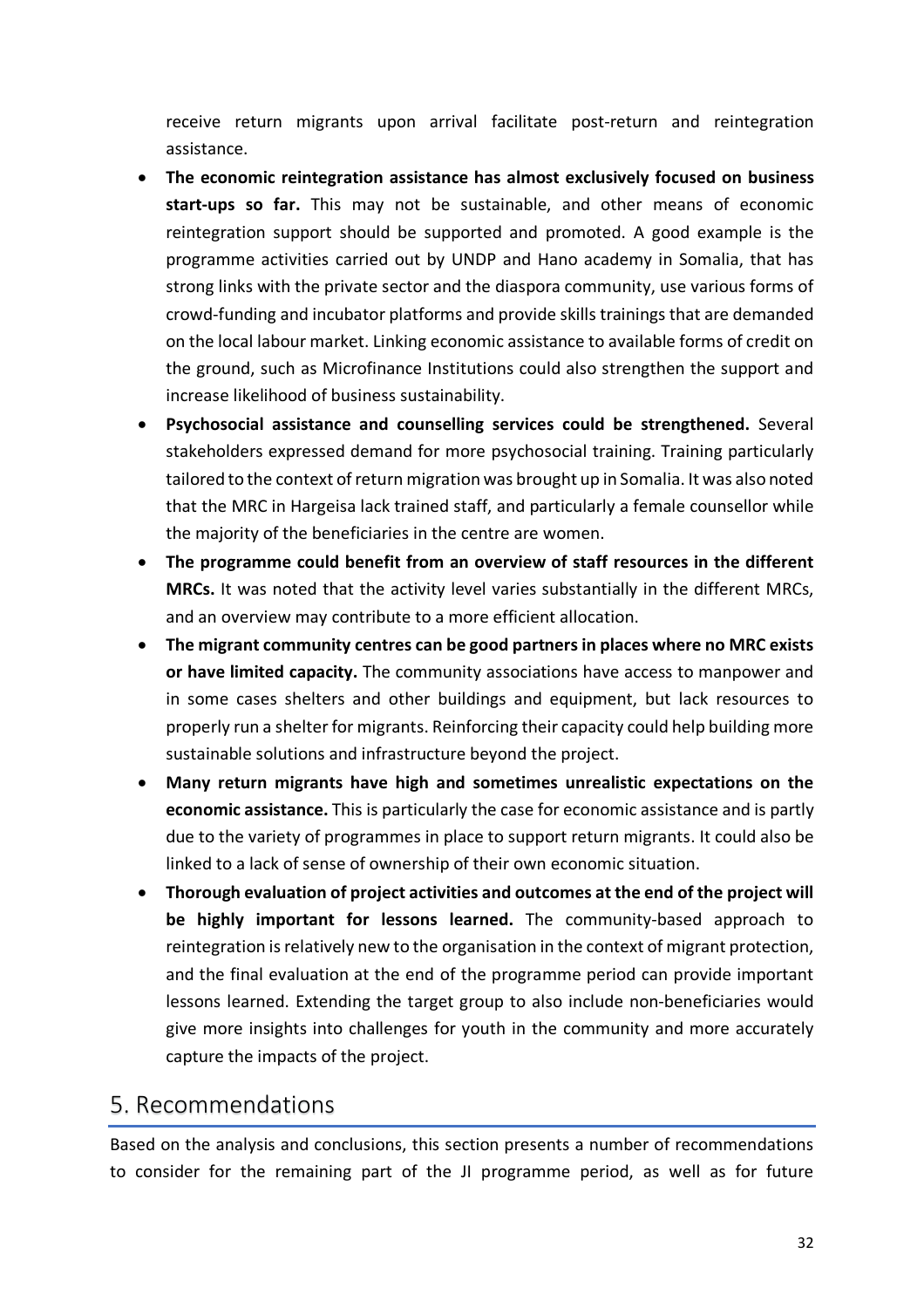receive return migrants upon arrival facilitate post-return and reintegration assistance.

- **The economic reintegration assistance has almost exclusively focused on business start-ups so far.** This may not be sustainable, and other means of economic reintegration support should be supported and promoted. A good example is the programme activities carried out by UNDP and Hano academy in Somalia, that has strong links with the private sector and the diaspora community, use various forms of crowd-funding and incubator platforms and provide skills trainings that are demanded on the local labour market. Linking economic assistance to available forms of credit on the ground, such as Microfinance Institutions could also strengthen the support and increase likelihood of business sustainability.
- **Psychosocial assistance and counselling services could be strengthened.** Several stakeholders expressed demand for more psychosocial training. Training particularly tailored to the context of return migration was brought up in Somalia. It was also noted that the MRC in Hargeisa lack trained staff, and particularly a female counsellor while the majority of the beneficiaries in the centre are women.
- **The programme could benefit from an overview of staff resources in the different MRCs.** It was noted that the activity level varies substantially in the different MRCs, and an overview may contribute to a more efficient allocation.
- **The migrant community centres can be good partners in places where no MRC exists or have limited capacity.** The community associations have access to manpower and in some cases shelters and other buildings and equipment, but lack resources to properly run a shelter for migrants. Reinforcing their capacity could help building more sustainable solutions and infrastructure beyond the project.
- **Many return migrants have high and sometimes unrealistic expectations on the economic assistance.** This is particularly the case for economic assistance and is partly due to the variety of programmes in place to support return migrants. It could also be linked to a lack of sense of ownership of their own economic situation.
- **Thorough evaluation of project activities and outcomes at the end of the project will be highly important for lessons learned.** The community-based approach to reintegration is relatively new to the organisation in the context of migrant protection, and the final evaluation at the end of the programme period can provide important lessons learned. Extending the target group to also include non-beneficiaries would give more insights into challenges for youth in the community and more accurately capture the impacts of the project.

# 5. Recommendations

Based on the analysis and conclusions, this section presents a number of recommendations to consider for the remaining part of the JI programme period, as well as for future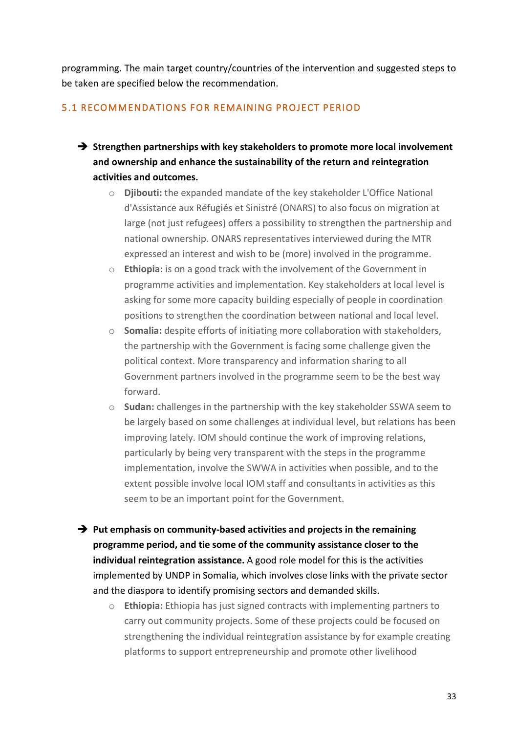programming. The main target country/countries of the intervention and suggested steps to be taken are specified below the recommendation.

## 5.1 RECOMMENDATIONS FOR REMAINING PROJECT PERIOD

- ➔ **Strengthen partnerships with key stakeholders to promote more local involvement and ownership and enhance the sustainability of the return and reintegration activities and outcomes.**
  - **Djibouti:** the expanded mandate of the key stakeholder L'Office National d'Assistance aux Réfugiés et Sinistré (ONARS) to also focus on migration at large (not just refugees) offers a possibility to strengthen the partnership and national ownership. ONARS representatives interviewed during the MTR expressed an interest and wish to be (more) involved in the programme.
  - **Ethiopia:** is on a good track with the involvement of the Government in programme activities and implementation. Key stakeholders at local level is asking for some more capacity building especially of people in coordination positions to strengthen the coordination between national and local level.
  - **Somalia:** despite efforts of initiating more collaboration with stakeholders, the partnership with the Government is facing some challenge given the political context. More transparency and information sharing to all Government partners involved in the programme seem to be the best way forward.
  - **Sudan:** challenges in the partnership with the key stakeholder SSWA seem to be largely based on some challenges at individual level, but relations has been improving lately. IOM should continue the work of improving relations, particularly by being very transparent with the steps in the programme implementation, involve the SWWA in activities when possible, and to the extent possible involve local IOM staff and consultants in activities as this seem to be an important point for the Government.

- ➔ **Put emphasis on community-based activities and projects in the remaining programme period, and tie some of the community assistance closer to the individual reintegration assistance.** A good role model for this is the activities implemented by UNDP in Somalia, which involves close links with the private sector and the diaspora to identify promising sectors and demanded skills.
  - **Ethiopia:** Ethiopia has just signed contracts with implementing partners to carry out community projects. Some of these projects could be focused on strengthening the individual reintegration assistance by for example creating platforms to support entrepreneurship and promote other livelihood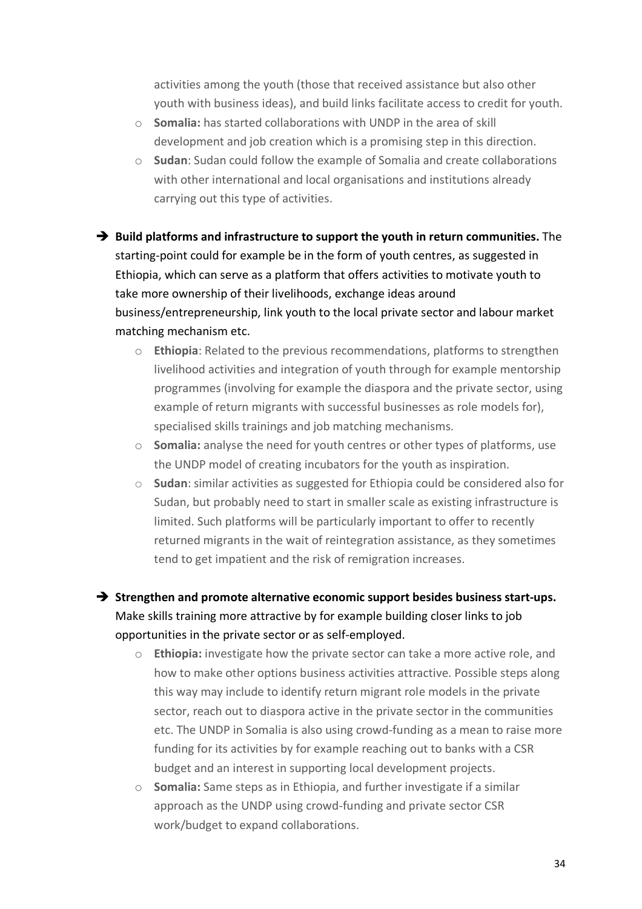activities among the youth (those that received assistance but also other youth with business ideas), and build links facilitate access to credit for youth.

  - **Somalia:** has started collaborations with UNDP in the area of skill development and job creation which is a promising step in this direction.
  - **Sudan**: Sudan could follow the example of Somalia and create collaborations with other international and local organisations and institutions already carrying out this type of activities.

➔ **Build platforms and infrastructure to support the youth in return communities.** The starting-point could for example be in the form of youth centres, as suggested in Ethiopia, which can serve as a platform that offers activities to motivate youth to take more ownership of their livelihoods, exchange ideas around business/entrepreneurship, link youth to the local private sector and labour market matching mechanism etc.

  - **Ethiopia**: Related to the previous recommendations, platforms to strengthen livelihood activities and integration of youth through for example mentorship programmes (involving for example the diaspora and the private sector, using example of return migrants with successful businesses as role models for), specialised skills trainings and job matching mechanisms.
  - **Somalia:** analyse the need for youth centres or other types of platforms, use the UNDP model of creating incubators for the youth as inspiration.
  - **Sudan**: similar activities as suggested for Ethiopia could be considered also for Sudan, but probably need to start in smaller scale as existing infrastructure is limited. Such platforms will be particularly important to offer to recently returned migrants in the wait of reintegration assistance, as they sometimes tend to get impatient and the risk of remigration increases.

➔ **Strengthen and promote alternative economic support besides business start-ups.** Make skills training more attractive by for example building closer links to job opportunities in the private sector or as self-employed.

  - **Ethiopia:** investigate how the private sector can take a more active role, and how to make other options business activities attractive. Possible steps along this way may include to identify return migrant role models in the private sector, reach out to diaspora active in the private sector in the communities etc. The UNDP in Somalia is also using crowd-funding as a mean to raise more funding for its activities by for example reaching out to banks with a CSR budget and an interest in supporting local development projects.
  - **Somalia:** Same steps as in Ethiopia, and further investigate if a similar approach as the UNDP using crowd-funding and private sector CSR work/budget to expand collaborations.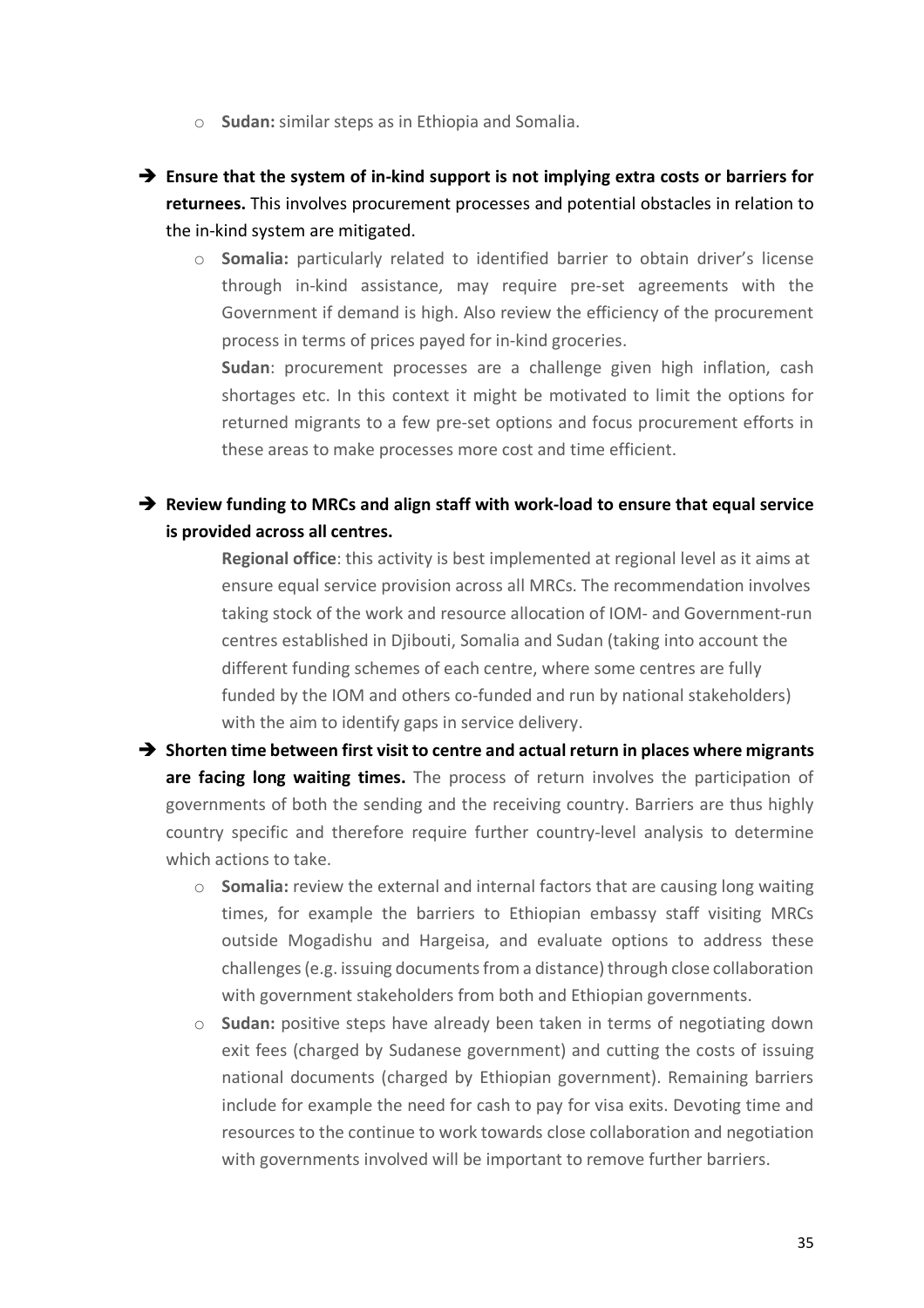- **Sudan:** similar steps as in Ethiopia and Somalia.

➔ **Ensure that the system of in-kind support is not implying extra costs or barriers for returnees.** This involves procurement processes and potential obstacles in relation to the in-kind system are mitigated.

- **Somalia:** particularly related to identified barrier to obtain driver's license through in-kind assistance, may require pre-set agreements with the Government if demand is high. Also review the efficiency of the procurement process in terms of prices payed for in-kind groceries.

  **Sudan**: procurement processes are a challenge given high inflation, cash shortages etc. In this context it might be motivated to limit the options for returned migrants to a few pre-set options and focus procurement efforts in these areas to make processes more cost and time efficient.

➔ **Review funding to MRCs and align staff with work-load to ensure that equal service is provided across all centres.**

**Regional office**: this activity is best implemented at regional level as it aims at ensure equal service provision across all MRCs. The recommendation involves taking stock of the work and resource allocation of IOM- and Government-run centres established in Djibouti, Somalia and Sudan (taking into account the different funding schemes of each centre, where some centres are fully funded by the IOM and others co-funded and run by national stakeholders) with the aim to identify gaps in service delivery.

➔ **Shorten time between first visit to centre and actual return in places where migrants are facing long waiting times.** The process of return involves the participation of governments of both the sending and the receiving country. Barriers are thus highly country specific and therefore require further country-level analysis to determine which actions to take.

- **Somalia:** review the external and internal factors that are causing long waiting times, for example the barriers to Ethiopian embassy staff visiting MRCs outside Mogadishu and Hargeisa, and evaluate options to address these challenges (e.g. issuing documents from a distance) through close collaboration with government stakeholders from both and Ethiopian governments.
- **Sudan:** positive steps have already been taken in terms of negotiating down exit fees (charged by Sudanese government) and cutting the costs of issuing national documents (charged by Ethiopian government). Remaining barriers include for example the need for cash to pay for visa exits. Devoting time and resources to the continue to work towards close collaboration and negotiation with governments involved will be important to remove further barriers.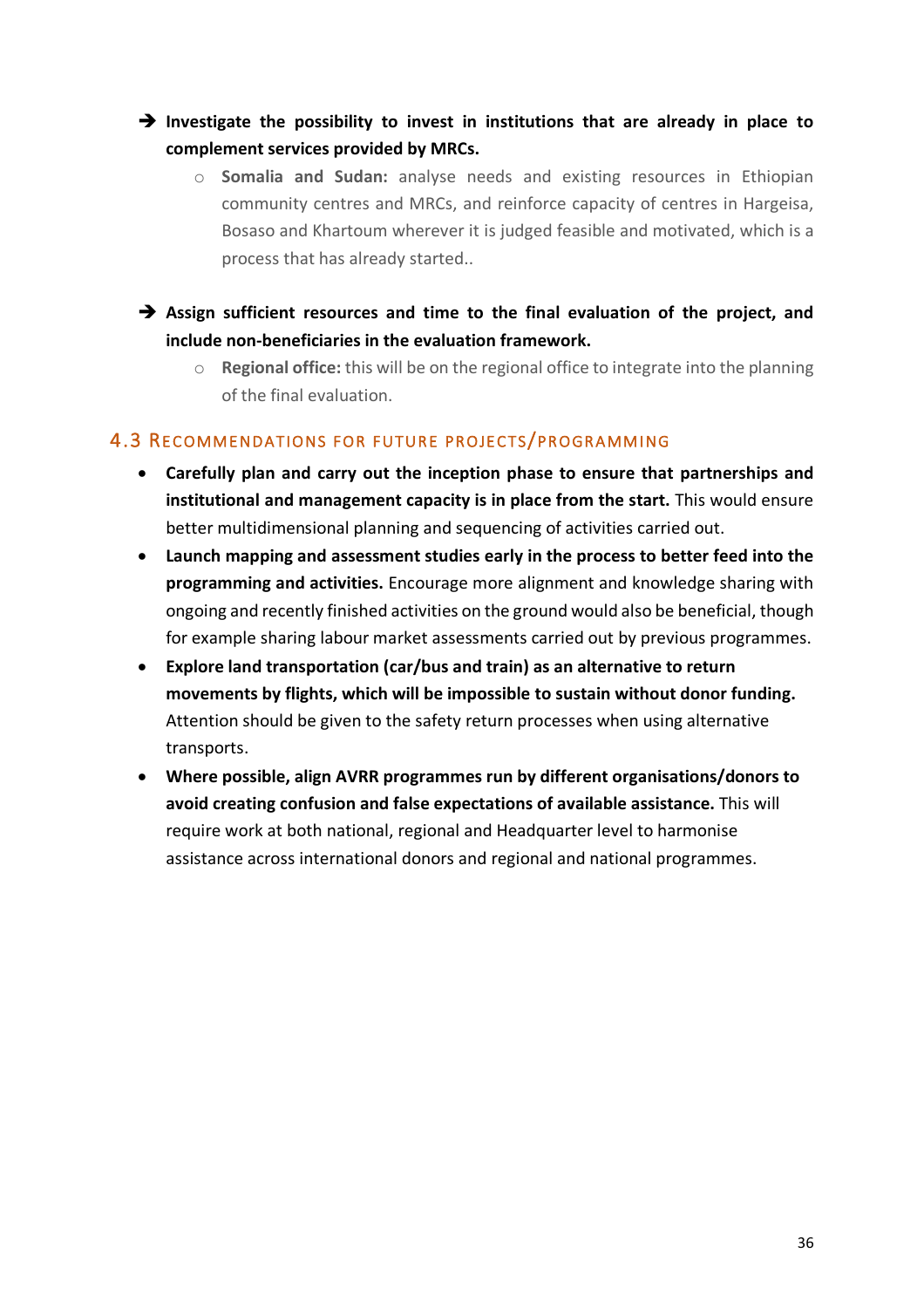- ➔ **Investigate the possibility to invest in institutions that are already in place to complement services provided by MRCs.**
  - **Somalia and Sudan:** analyse needs and existing resources in Ethiopian community centres and MRCs, and reinforce capacity of centres in Hargeisa, Bosaso and Khartoum wherever it is judged feasible and motivated, which is a process that has already started..

- ➔ **Assign sufficient resources and time to the final evaluation of the project, and include non-beneficiaries in the evaluation framework.**
  - **Regional office:** this will be on the regional office to integrate into the planning of the final evaluation.

### 4.3 Recommendations for future projects/programming

- **Carefully plan and carry out the inception phase to ensure that partnerships and institutional and management capacity is in place from the start.** This would ensure better multidimensional planning and sequencing of activities carried out.
- **Launch mapping and assessment studies early in the process to better feed into the programming and activities.** Encourage more alignment and knowledge sharing with ongoing and recently finished activities on the ground would also be beneficial, though for example sharing labour market assessments carried out by previous programmes.
- **Explore land transportation (car/bus and train) as an alternative to return movements by flights, which will be impossible to sustain without donor funding.** Attention should be given to the safety return processes when using alternative transports.
- **Where possible, align AVRR programmes run by different organisations/donors to avoid creating confusion and false expectations of available assistance.** This will require work at both national, regional and Headquarter level to harmonise assistance across international donors and regional and national programmes.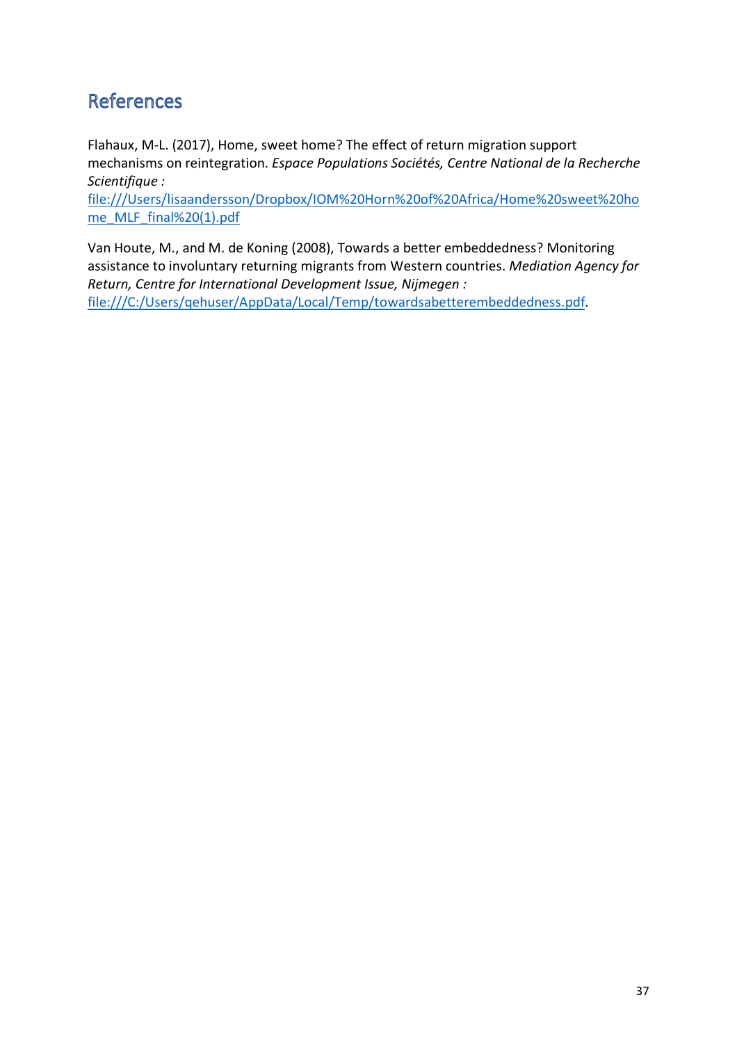## References

Flahaux, M-L. (2017), Home, sweet home? The effect of return migration support mechanisms on reintegration. *Espace Populations Sociétés, Centre National de la Recherche Scientifique :* file:///Users/lisaandersson/Dropbox/IOM%20Horn%20of%20Africa/Home%20sweet%20home_MLF_final%20(1).pdf

Van Houte, M., and M. de Koning (2008), Towards a better embeddedness? Monitoring assistance to involuntary returning migrants from Western countries. *Mediation Agency for Return, Centre for International Development Issue, Nijmegen :* file:///C:/Users/qehuser/AppData/Local/Temp/towardsabetterembeddedness.pdf.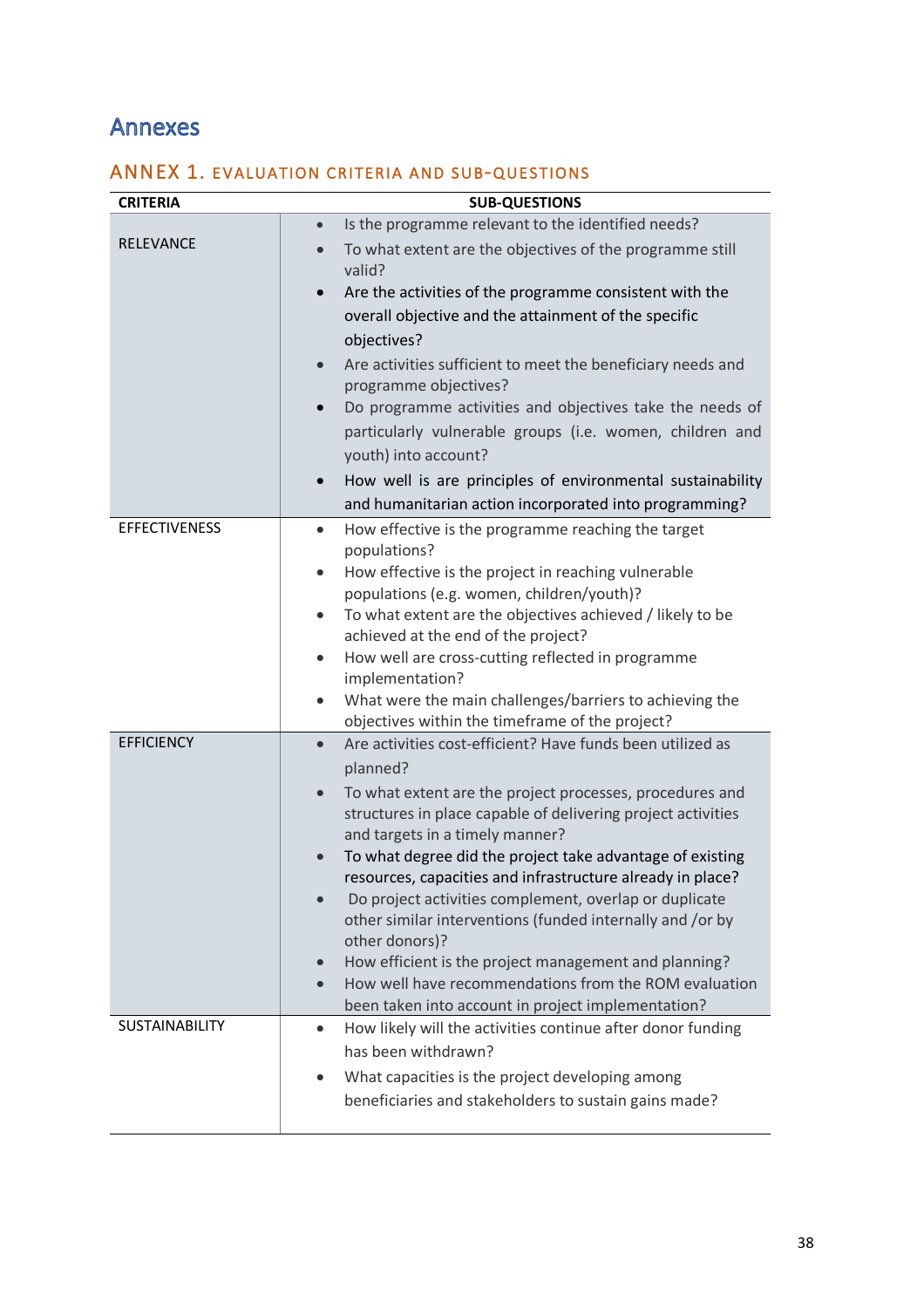# Annexes

## ANNEX 1. EVALUATION CRITERIA AND SUB-QUESTIONS

| CRITERIA | SUB-QUESTIONS |
|---|---|
| RELEVANCE | • Is the programme relevant to the identified needs?<br>• To what extent are the objectives of the programme still valid?<br>• Are the activities of the programme consistent with the overall objective and the attainment of the specific objectives?<br>• Are activities sufficient to meet the beneficiary needs and programme objectives?<br>• Do programme activities and objectives take the needs of particularly vulnerable groups (i.e. women, children and youth) into account?<br>• How well is are principles of environmental sustainability and humanitarian action incorporated into programming? |
| EFFECTIVENESS | • How effective is the programme reaching the target populations?<br>• How effective is the project in reaching vulnerable populations (e.g. women, children/youth)?<br>• To what extent are the objectives achieved / likely to be achieved at the end of the project?<br>• How well are cross-cutting reflected in programme implementation?<br>• What were the main challenges/barriers to achieving the objectives within the timeframe of the project? |
| EFFICIENCY | • Are activities cost-efficient? Have funds been utilized as planned?<br>• To what extent are the project processes, procedures and structures in place capable of delivering project activities and targets in a timely manner?<br>• To what degree did the project take advantage of existing resources, capacities and infrastructure already in place?<br>• Do project activities complement, overlap or duplicate other similar interventions (funded internally and /or by other donors)?<br>• How efficient is the project management and planning?<br>• How well have recommendations from the ROM evaluation been taken into account in project implementation? |
| SUSTAINABILITY | • How likely will the activities continue after donor funding has been withdrawn?<br>• What capacities is the project developing among beneficiaries and stakeholders to sustain gains made? |